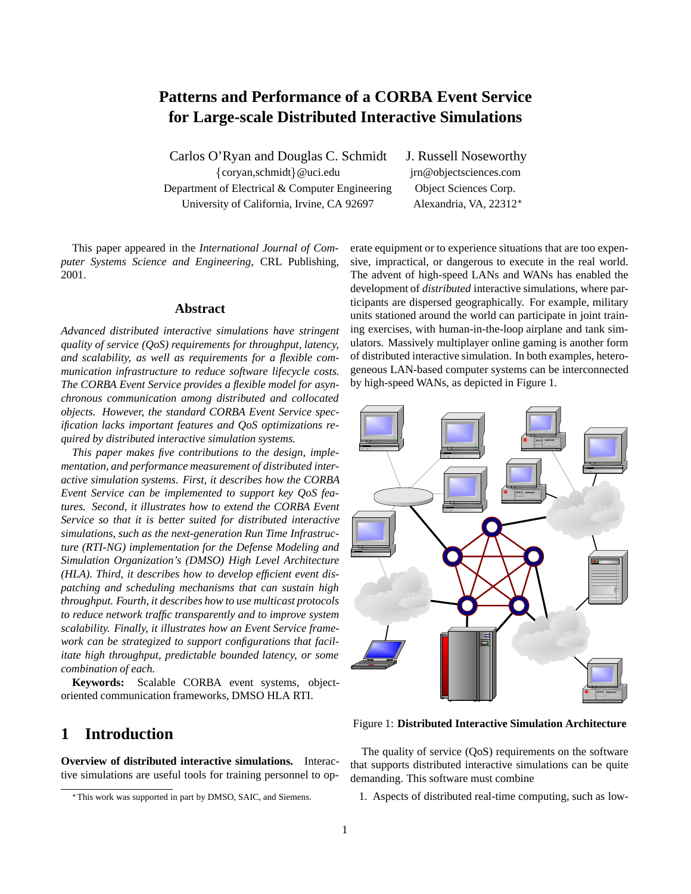# Patterns and Performance of a CORBA Event Service for Large-scale Distributed Interactive Simulations

Carlos O'Ryan and Douglas C. Schmidt
{coryan,schmidt}@uci.edu
Department of Electrical & Computer Engineering
University of California, Irvine, CA 92697

J. Russell Noseworthy
jrn@objectsciences.com
Object Sciences Corp.
Alexandria, VA, 22312*

This paper appeared in the *International Journal of Computer Systems Science and Engineering*, CRL Publishing, 2001.

## Abstract

*Advanced distributed interactive simulations have stringent quality of service (QoS) requirements for throughput, latency, and scalability, as well as requirements for a flexible communication infrastructure to reduce software lifecycle costs. The CORBA Event Service provides a flexible model for asynchronous communication among distributed and collocated objects. However, the standard CORBA Event Service specification lacks important features and QoS optimizations required by distributed interactive simulation systems.*

*This paper makes five contributions to the design, implementation, and performance measurement of distributed interactive simulation systems. First, it describes how the CORBA Event Service can be implemented to support key QoS features. Second, it illustrates how to extend the CORBA Event Service so that it is better suited for distributed interactive simulations, such as the next-generation Run Time Infrastructure (RTI-NG) implementation for the Defense Modeling and Simulation Organization's (DMSO) High Level Architecture (HLA). Third, it describes how to develop efficient event dispatching and scheduling mechanisms that can sustain high throughput. Fourth, it describes how to use multicast protocols to reduce network traffic transparently and to improve system scalability. Finally, it illustrates how an Event Service framework can be strategized to support configurations that facilitate high throughput, predictable bounded latency, or some combination of each.*

**Keywords:** Scalable CORBA event systems, object-oriented communication frameworks, DMSO HLA RTI.

## 1 Introduction

**Overview of distributed interactive simulations.** Interactive simulations are useful tools for training personnel to operate equipment or to experience situations that are too expensive, impractical, or dangerous to execute in the real world. The advent of high-speed LANs and WANs has enabled the development of *distributed* interactive simulations, where participants are dispersed geographically. For example, military units stationed around the world can participate in joint training exercises, with human-in-the-loop airplane and tank simulators. Massively multiplayer online gaming is another form of distributed interactive simulation. In both examples, heterogeneous LAN-based computer systems can be interconnected by high-speed WANs, as depicted in Figure 1.

Figure 1: **Distributed Interactive Simulation Architecture**

The quality of service (QoS) requirements on the software that supports distributed interactive simulations can be quite demanding. This software must combine

1. Aspects of distributed real-time computing, such as low-

*This work was supported in part by DMSO, SAIC, and Siemens.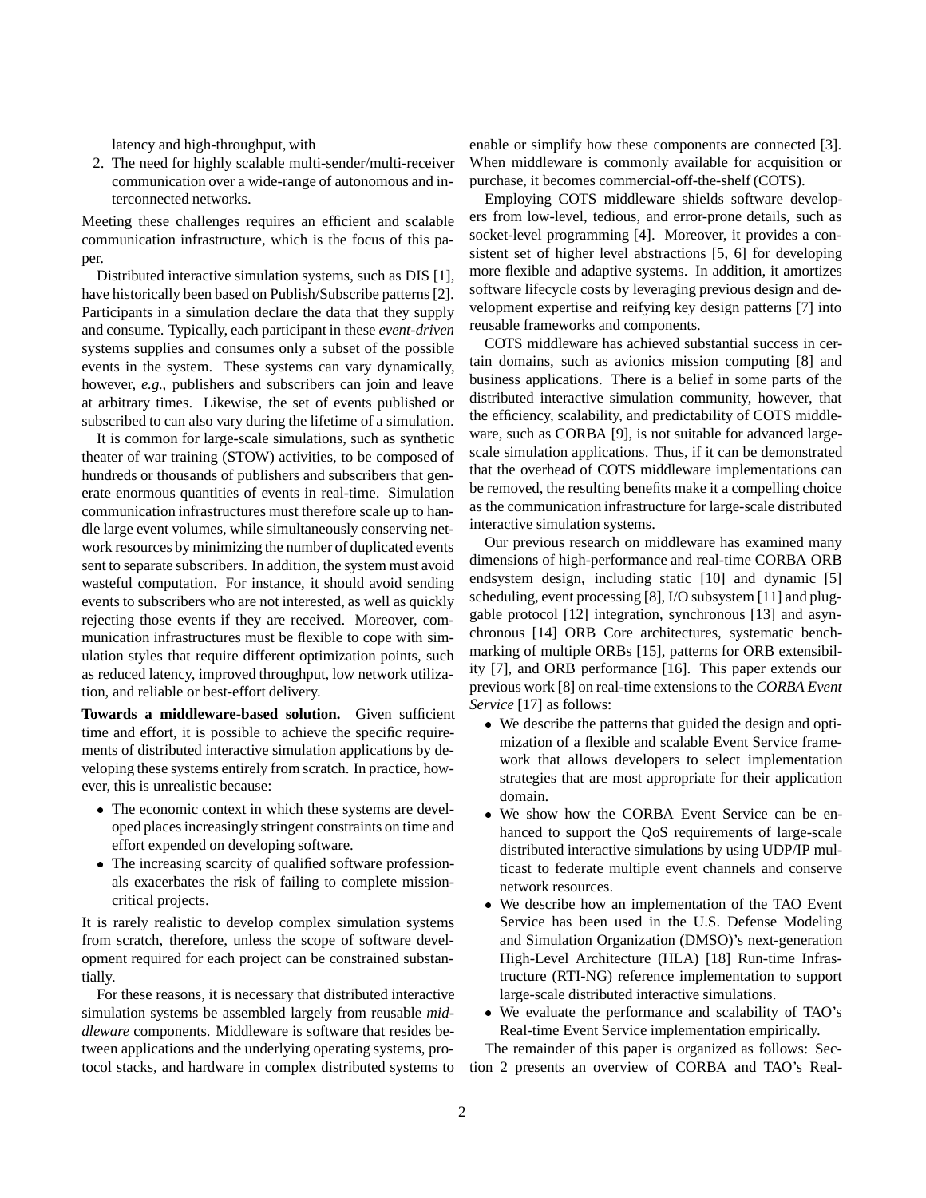latency and high-throughput, with

2. The need for highly scalable multi-sender/multi-receiver communication over a wide-range of autonomous and interconnected networks.

Meeting these challenges requires an efficient and scalable communication infrastructure, which is the focus of this paper.

Distributed interactive simulation systems, such as DIS [1], have historically been based on Publish/Subscribe patterns [2]. Participants in a simulation declare the data that they supply and consume. Typically, each participant in these *event-driven* systems supplies and consumes only a subset of the possible events in the system. These systems can vary dynamically, however, *e.g.*, publishers and subscribers can join and leave at arbitrary times. Likewise, the set of events published or subscribed to can also vary during the lifetime of a simulation.

It is common for large-scale simulations, such as synthetic theater of war training (STOW) activities, to be composed of hundreds or thousands of publishers and subscribers that generate enormous quantities of events in real-time. Simulation communication infrastructures must therefore scale up to handle large event volumes, while simultaneously conserving network resources by minimizing the number of duplicated events sent to separate subscribers. In addition, the system must avoid wasteful computation. For instance, it should avoid sending events to subscribers who are not interested, as well as quickly rejecting those events if they are received. Moreover, communication infrastructures must be flexible to cope with simulation styles that require different optimization points, such as reduced latency, improved throughput, low network utilization, and reliable or best-effort delivery.

**Towards a middleware-based solution.** Given sufficient time and effort, it is possible to achieve the specific requirements of distributed interactive simulation applications by developing these systems entirely from scratch. In practice, however, this is unrealistic because:

- The economic context in which these systems are developed places increasingly stringent constraints on time and effort expended on developing software.
- The increasing scarcity of qualified software professionals exacerbates the risk of failing to complete mission-critical projects.

It is rarely realistic to develop complex simulation systems from scratch, therefore, unless the scope of software development required for each project can be constrained substantially.

For these reasons, it is necessary that distributed interactive simulation systems be assembled largely from reusable *middleware* components. Middleware is software that resides between applications and the underlying operating systems, protocol stacks, and hardware in complex distributed systems to enable or simplify how these components are connected [3]. When middleware is commonly available for acquisition or purchase, it becomes commercial-off-the-shelf (COTS).

Employing COTS middleware shields software developers from low-level, tedious, and error-prone details, such as socket-level programming [4]. Moreover, it provides a consistent set of higher level abstractions [5, 6] for developing more flexible and adaptive systems. In addition, it amortizes software lifecycle costs by leveraging previous design and development expertise and reifying key design patterns [7] into reusable frameworks and components.

COTS middleware has achieved substantial success in certain domains, such as avionics mission computing [8] and business applications. There is a belief in some parts of the distributed interactive simulation community, however, that the efficiency, scalability, and predictability of COTS middleware, such as CORBA [9], is not suitable for advanced large-scale simulation applications. Thus, if it can be demonstrated that the overhead of COTS middleware implementations can be removed, the resulting benefits make it a compelling choice as the communication infrastructure for large-scale distributed interactive simulation systems.

Our previous research on middleware has examined many dimensions of high-performance and real-time CORBA ORB endsystem design, including static [10] and dynamic [5] scheduling, event processing [8], I/O subsystem [11] and pluggable protocol [12] integration, synchronous [13] and asynchronous [14] ORB Core architectures, systematic benchmarking of multiple ORBs [15], patterns for ORB extensibility [7], and ORB performance [16]. This paper extends our previous work [8] on real-time extensions to the *CORBA Event Service* [17] as follows:

- We describe the patterns that guided the design and optimization of a flexible and scalable Event Service framework that allows developers to select implementation strategies that are most appropriate for their application domain.
- We show how the CORBA Event Service can be enhanced to support the QoS requirements of large-scale distributed interactive simulations by using UDP/IP multicast to federate multiple event channels and conserve network resources.
- We describe how an implementation of the TAO Event Service has been used in the U.S. Defense Modeling and Simulation Organization (DMSO)'s next-generation High-Level Architecture (HLA) [18] Run-time Infrastructure (RTI-NG) reference implementation to support large-scale distributed interactive simulations.
- We evaluate the performance and scalability of TAO's Real-time Event Service implementation empirically.

The remainder of this paper is organized as follows: Section 2 presents an overview of CORBA and TAO's Real-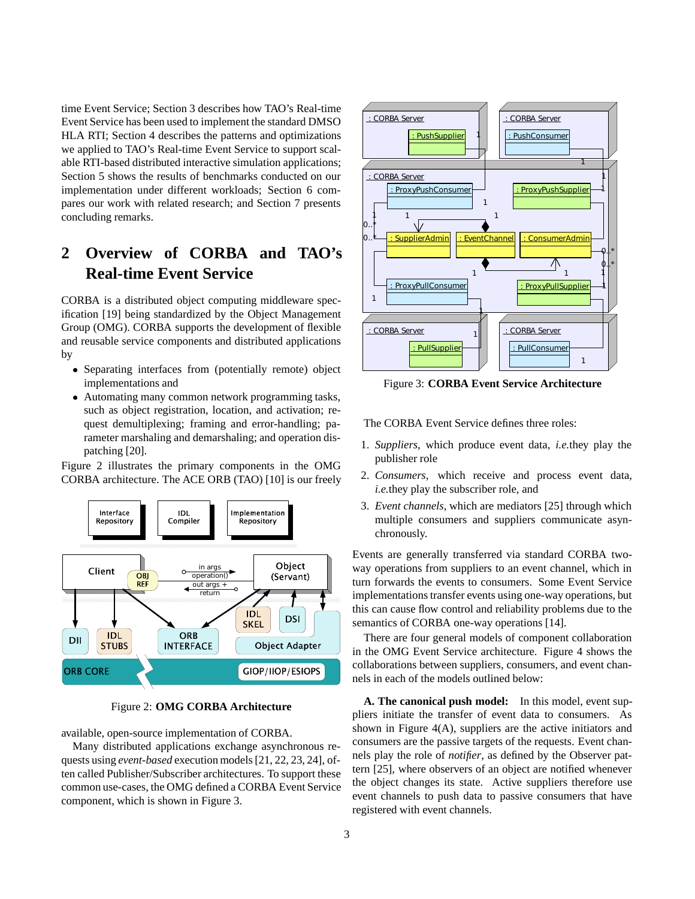time Event Service; Section 3 describes how TAO's Real-time Event Service has been used to implement the standard DMSO HLA RTI; Section 4 describes the patterns and optimizations we applied to TAO's Real-time Event Service to support scalable RTI-based distributed interactive simulation applications; Section 5 shows the results of benchmarks conducted on our implementation under different workloads; Section 6 compares our work with related research; and Section 7 presents concluding remarks.

## 2 Overview of CORBA and TAO's Real-time Event Service

CORBA is a distributed object computing middleware specification [19] being standardized by the Object Management Group (OMG). CORBA supports the development of flexible and reusable service components and distributed applications by

- Separating interfaces from (potentially remote) object implementations and
- Automating many common network programming tasks, such as object registration, location, and activation; request demultiplexing; framing and error-handling; parameter marshaling and demarshaling; and operation dispatching [20].

Figure 2 illustrates the primary components in the OMG CORBA architecture. The ACE ORB (TAO) [10] is our freely available, open-source implementation of CORBA.

Figure 2: **OMG CORBA Architecture**

Many distributed applications exchange asynchronous requests using *event-based* execution models [21, 22, 23, 24], often called Publisher/Subscriber architectures. To support these common use-cases, the OMG defined a CORBA Event Service component, which is shown in Figure 3.

Figure 3: **CORBA Event Service Architecture**

The CORBA Event Service defines three roles:

1. *Suppliers*, which produce event data, *i.e.*they play the publisher role
2. *Consumers*, which receive and process event data, *i.e.*they play the subscriber role, and
3. *Event channels*, which are mediators [25] through which multiple consumers and suppliers communicate asynchronously.

Events are generally transferred via standard CORBA two-way operations from suppliers to an event channel, which in turn forwards the events to consumers. Some Event Service implementations transfer events using one-way operations, but this can cause flow control and reliability problems due to the semantics of CORBA one-way operations [14].

There are four general models of component collaboration in the OMG Event Service architecture. Figure 4 shows the collaborations between suppliers, consumers, and event channels in each of the models outlined below:

**A. The canonical push model:** In this model, event suppliers initiate the transfer of event data to consumers. As shown in Figure 4(A), suppliers are the active initiators and consumers are the passive targets of the requests. Event channels play the role of *notifier*, as defined by the Observer pattern [25], where observers of an object are notified whenever the object changes its state. Active suppliers therefore use event channels to push data to passive consumers that have registered with event channels.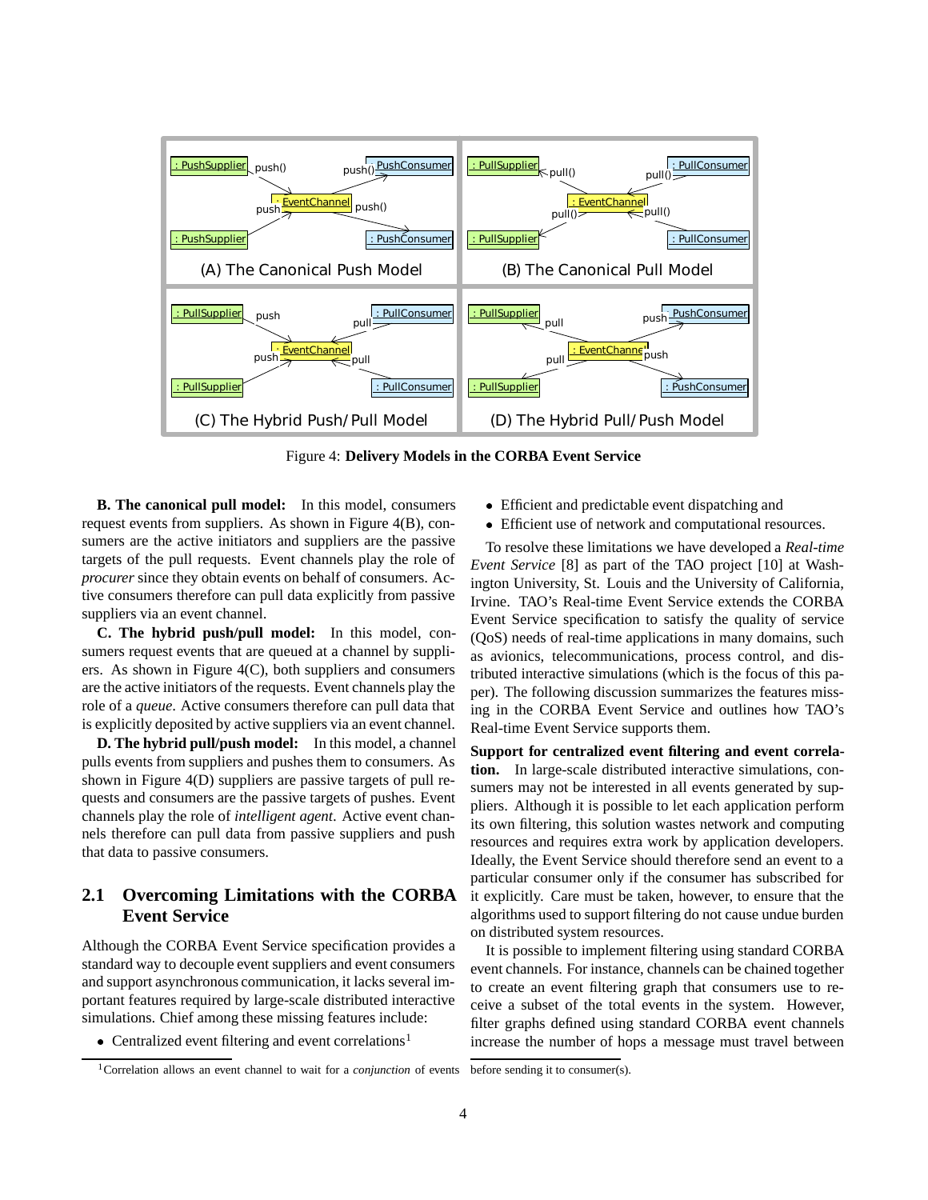Figure 4: **Delivery Models in the CORBA Event Service**

**B. The canonical pull model:** In this model, consumers request events from suppliers. As shown in Figure 4(B), consumers are the active initiators and suppliers are the passive targets of the pull requests. Event channels play the role of *procurer* since they obtain events on behalf of consumers. Active consumers therefore can pull data explicitly from passive suppliers via an event channel.

**C. The hybrid push/pull model:** In this model, consumers request events that are queued at a channel by suppliers. As shown in Figure 4(C), both suppliers and consumers are the active initiators of the requests. Event channels play the role of a *queue*. Active consumers therefore can pull data that is explicitly deposited by active suppliers via an event channel.

**D. The hybrid pull/push model:** In this model, a channel pulls events from suppliers and pushes them to consumers. As shown in Figure 4(D) suppliers are passive targets of pull requests and consumers are the passive targets of pushes. Event channels play the role of *intelligent agent*. Active event channels therefore can pull data from passive suppliers and push that data to passive consumers.

## 2.1 Overcoming Limitations with the CORBA Event Service

Although the CORBA Event Service specification provides a standard way to decouple event suppliers and event consumers and support asynchronous communication, it lacks several important features required by large-scale distributed interactive simulations. Chief among these missing features include:

- Centralized event filtering and event correlations[1]
- Efficient and predictable event dispatching and
- Efficient use of network and computational resources.

To resolve these limitations we have developed a *Real-time Event Service* [8] as part of the TAO project [10] at Washington University, St. Louis and the University of California, Irvine. TAO's Real-time Event Service extends the CORBA Event Service specification to satisfy the quality of service (QoS) needs of real-time applications in many domains, such as avionics, telecommunications, process control, and distributed interactive simulations (which is the focus of this paper). The following discussion summarizes the features missing in the CORBA Event Service and outlines how TAO's Real-time Event Service supports them.

**Support for centralized event filtering and event correlation.** In large-scale distributed interactive simulations, consumers may not be interested in all events generated by suppliers. Although it is possible to let each application perform its own filtering, this solution wastes network and computing resources and requires extra work by application developers. Ideally, the Event Service should therefore send an event to a particular consumer only if the consumer has subscribed for it explicitly. Care must be taken, however, to ensure that the algorithms used to support filtering do not cause undue burden on distributed system resources.

It is possible to implement filtering using standard CORBA event channels. For instance, channels can be chained together to create an event filtering graph that consumers use to receive a subset of the total events in the system. However, filter graphs defined using standard CORBA event channels increase the number of hops a message must travel between

[1] Correlation allows an event channel to wait for a *conjunction* of events before sending it to consumer(s).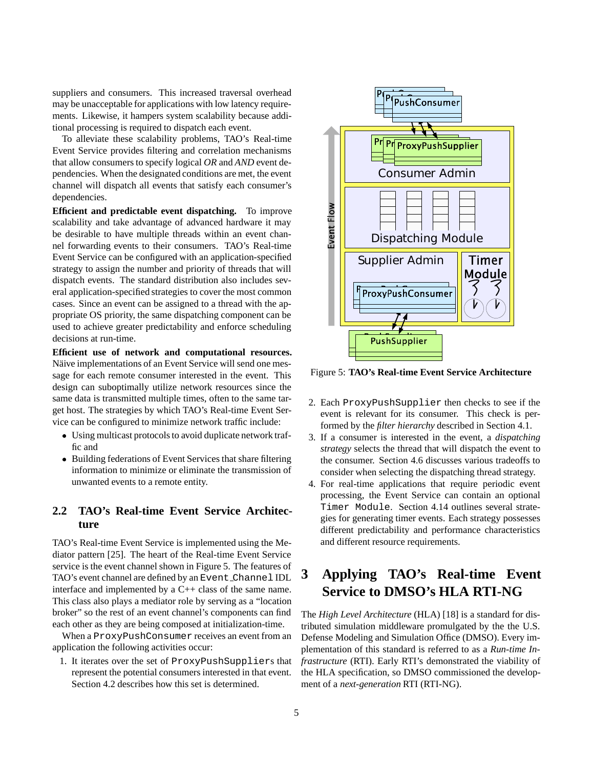suppliers and consumers. This increased traversal overhead may be unacceptable for applications with low latency requirements. Likewise, it hampers system scalability because additional processing is required to dispatch each event.

To alleviate these scalability problems, TAO's Real-time Event Service provides filtering and correlation mechanisms that allow consumers to specify logical *OR* and *AND* event dependencies. When the designated conditions are met, the event channel will dispatch all events that satisfy each consumer's dependencies.

**Efficient and predictable event dispatching.** To improve scalability and take advantage of advanced hardware it may be desirable to have multiple threads within an event channel forwarding events to their consumers. TAO's Real-time Event Service can be configured with an application-specified strategy to assign the number and priority of threads that will dispatch events. The standard distribution also includes several application-specified strategies to cover the most common cases. Since an event can be assigned to a thread with the appropriate OS priority, the same dispatching component can be used to achieve greater predictability and enforce scheduling decisions at run-time.

**Efficient use of network and computational resources.** Näive implementations of an Event Service will send one message for each remote consumer interested in the event. This design can suboptimally utilize network resources since the same data is transmitted multiple times, often to the same target host. The strategies by which TAO's Real-time Event Service can be configured to minimize network traffic include:

- Using multicast protocols to avoid duplicate network traffic and
- Building federations of Event Services that share filtering information to minimize or eliminate the transmission of unwanted events to a remote entity.

## 2.2 TAO's Real-time Event Service Architecture

TAO's Real-time Event Service is implemented using the Mediator pattern [25]. The heart of the Real-time Event Service service is the event channel shown in Figure 5. The features of TAO's event channel are defined by an `Event_Channel` IDL interface and implemented by a C++ class of the same name. This class also plays a mediator role by serving as a "location broker" so the rest of an event channel's components can find each other as they are being composed at initialization-time.

When a `ProxyPushConsumer` receives an event from an application the following activities occur:

1. It iterates over the set of `ProxyPushSupplier`s that represent the potential consumers interested in that event. Section 4.2 describes how this set is determined.
2. Each `ProxyPushSupplier` then checks to see if the event is relevant for its consumer. This check is performed by the *filter hierarchy* described in Section 4.1.
3. If a consumer is interested in the event, a *dispatching strategy* selects the thread that will dispatch the event to the consumer. Section 4.6 discusses various tradeoffs to consider when selecting the dispatching thread strategy.
4. For real-time applications that require periodic event processing, the Event Service can contain an optional `Timer Module`. Section 4.14 outlines several strategies for generating timer events. Each strategy possesses different predictability and performance characteristics and different resource requirements.

Figure 5: **TAO's Real-time Event Service Architecture**

# 3 Applying TAO's Real-time Event Service to DMSO's HLA RTI-NG

The *High Level Architecture* (HLA) [18] is a standard for distributed simulation middleware promulgated by the the U.S. Defense Modeling and Simulation Office (DMSO). Every implementation of this standard is referred to as a *Run-time Infrastructure* (RTI). Early RTI's demonstrated the viability of the HLA specification, so DMSO commissioned the development of a *next-generation* RTI (RTI-NG).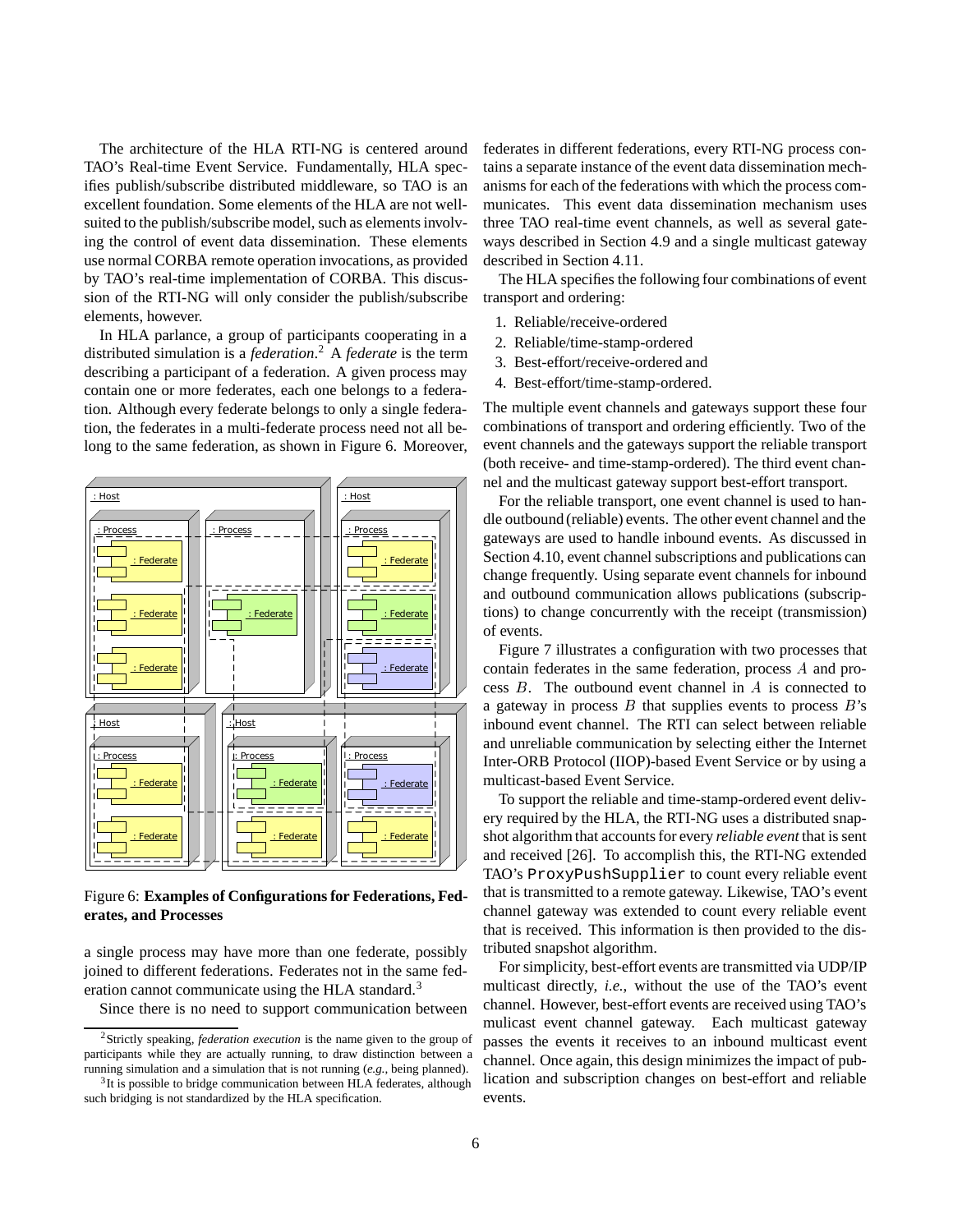The architecture of the HLA RTI-NG is centered around TAO's Real-time Event Service. Fundamentally, HLA specifies publish/subscribe distributed middleware, so TAO is an excellent foundation. Some elements of the HLA are not well-suited to the publish/subscribe model, such as elements involving the control of event data dissemination. These elements use normal CORBA remote operation invocations, as provided by TAO's real-time implementation of CORBA. This discussion of the RTI-NG will only consider the publish/subscribe elements, however.

In HLA parlance, a group of participants cooperating in a distributed simulation is a *federation*.[2] A *federate* is the term describing a participant of a federation. A given process may contain one or more federates, each one belongs to a federation. Although every federate belongs to only a single federation, the federates in a multi-federate process need not all belong to the same federation, as shown in Figure 6. Moreover, a single process may have more than one federate, possibly joined to different federations. Federates not in the same federation cannot communicate using the HLA standard.[3]

Figure 6: **Examples of Configurations for Federations, Federates, and Processes**

Since there is no need to support communication between federates in different federations, every RTI-NG process contains a separate instance of the event data dissemination mechanisms for each of the federations with which the process communicates. This event data dissemination mechanism uses three TAO real-time event channels, as well as several gateways described in Section 4.9 and a single multicast gateway described in Section 4.11.

The HLA specifies the following four combinations of event transport and ordering:

1. Reliable/receive-ordered
2. Reliable/time-stamp-ordered
3. Best-effort/receive-ordered and
4. Best-effort/time-stamp-ordered.

The multiple event channels and gateways support these four combinations of transport and ordering efficiently. Two of the event channels and the gateways support the reliable transport (both receive- and time-stamp-ordered). The third event channel and the multicast gateway support best-effort transport.

For the reliable transport, one event channel is used to handle outbound (reliable) events. The other event channel and the gateways are used to handle inbound events. As discussed in Section 4.10, event channel subscriptions and publications can change frequently. Using separate event channels for inbound and outbound communication allows publications (subscriptions) to change concurrently with the receipt (transmission) of events.

Figure 7 illustrates a configuration with two processes that contain federates in the same federation, process $A$ and process $B$. The outbound event channel in $A$ is connected to a gateway in process $B$ that supplies events to process $B$'s inbound event channel. The RTI can select between reliable and unreliable communication by selecting either the Internet Inter-ORB Protocol (IIOP)-based Event Service or by using a multicast-based Event Service.

To support the reliable and time-stamp-ordered event delivery required by the HLA, the RTI-NG uses a distributed snapshot algorithm that accounts for every *reliable event* that is sent and received [26]. To accomplish this, the RTI-NG extended TAO's `ProxyPushSupplier` to count every reliable event that is transmitted to a remote gateway. Likewise, TAO's event channel gateway was extended to count every reliable event that is received. This information is then provided to the distributed snapshot algorithm.

For simplicity, best-effort events are transmitted via UDP/IP multicast directly, *i.e.*, without the use of the TAO's event channel. However, best-effort events are received using TAO's mulicast event channel gateway. Each multicast gateway passes the events it receives to an inbound multicast event channel. Once again, this design minimizes the impact of publication and subscription changes on best-effort and reliable events.

[2] Strictly speaking, *federation execution* is the name given to the group of participants while they are actually running, to draw distinction between a running simulation and a simulation that is not running (*e.g.*, being planned).

[3] It is possible to bridge communication between HLA federates, although such bridging is not standardized by the HLA specification.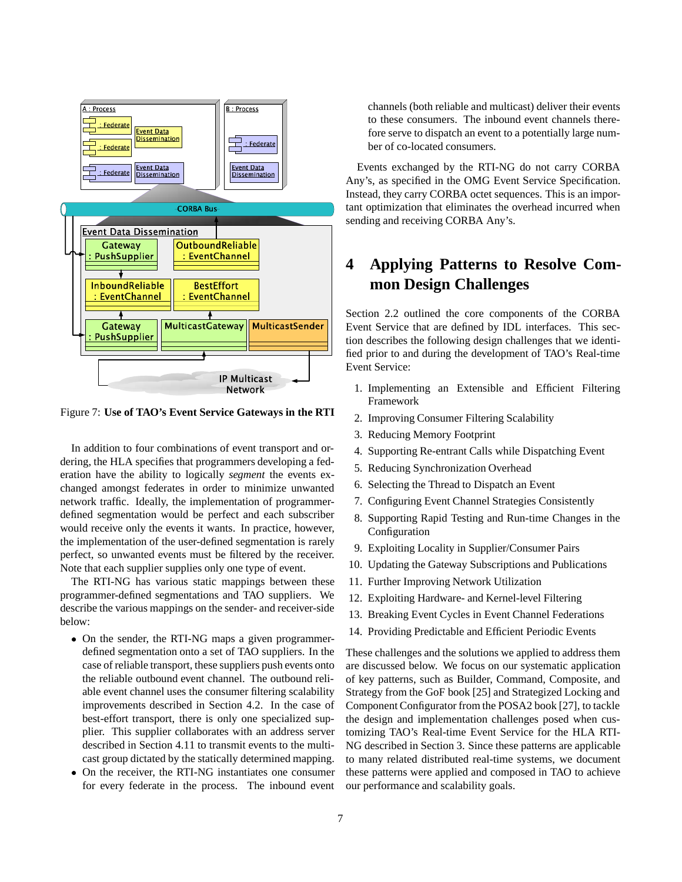Figure 7: **Use of TAO's Event Service Gateways in the RTI**

In addition to four combinations of event transport and ordering, the HLA specifies that programmers developing a federation have the ability to logically *segment* the events exchanged amongst federates in order to minimize unwanted network traffic. Ideally, the implementation of programmer-defined segmentation would be perfect and each subscriber would receive only the events it wants. In practice, however, the implementation of the user-defined segmentation is rarely perfect, so unwanted events must be filtered by the receiver. Note that each supplier supplies only one type of event.

The RTI-NG has various static mappings between these programmer-defined segmentations and TAO suppliers. We describe the various mappings on the sender- and receiver-side below:

- On the sender, the RTI-NG maps a given programmer-defined segmentation onto a set of TAO suppliers. In the case of reliable transport, these suppliers push events onto the reliable outbound event channel. The outbound reliable event channel uses the consumer filtering scalability improvements described in Section 4.2. In the case of best-effort transport, there is only one specialized supplier. This supplier collaborates with an address server described in Section 4.11 to transmit events to the multicast group dictated by the statically determined mapping.
- On the receiver, the RTI-NG instantiates one consumer for every federate in the process. The inbound event channels (both reliable and multicast) deliver their events to these consumers. The inbound event channels therefore serve to dispatch an event to a potentially large number of co-located consumers.

Events exchanged by the RTI-NG do not carry CORBA Any's, as specified in the OMG Event Service Specification. Instead, they carry CORBA octet sequences. This is an important optimization that eliminates the overhead incurred when sending and receiving CORBA Any's.

# 4 Applying Patterns to Resolve Common Design Challenges

Section 2.2 outlined the core components of the CORBA Event Service that are defined by IDL interfaces. This section describes the following design challenges that we identified prior to and during the development of TAO's Real-time Event Service:

1. Implementing an Extensible and Efficient Filtering Framework
2. Improving Consumer Filtering Scalability
3. Reducing Memory Footprint
4. Supporting Re-entrant Calls while Dispatching Event
5. Reducing Synchronization Overhead
6. Selecting the Thread to Dispatch an Event
7. Configuring Event Channel Strategies Consistently
8. Supporting Rapid Testing and Run-time Changes in the Configuration
9. Exploiting Locality in Supplier/Consumer Pairs
10. Updating the Gateway Subscriptions and Publications
11. Further Improving Network Utilization
12. Exploiting Hardware- and Kernel-level Filtering
13. Breaking Event Cycles in Event Channel Federations
14. Providing Predictable and Efficient Periodic Events

These challenges and the solutions we applied to address them are discussed below. We focus on our systematic application of key patterns, such as Builder, Command, Composite, and Strategy from the GoF book [25] and Strategized Locking and Component Configurator from the POSA2 book [27], to tackle the design and implementation challenges posed when customizing TAO's Real-time Event Service for the HLA RTI-NG described in Section 3. Since these patterns are applicable to many related distributed real-time systems, we document these patterns were applied and composed in TAO to achieve our performance and scalability goals.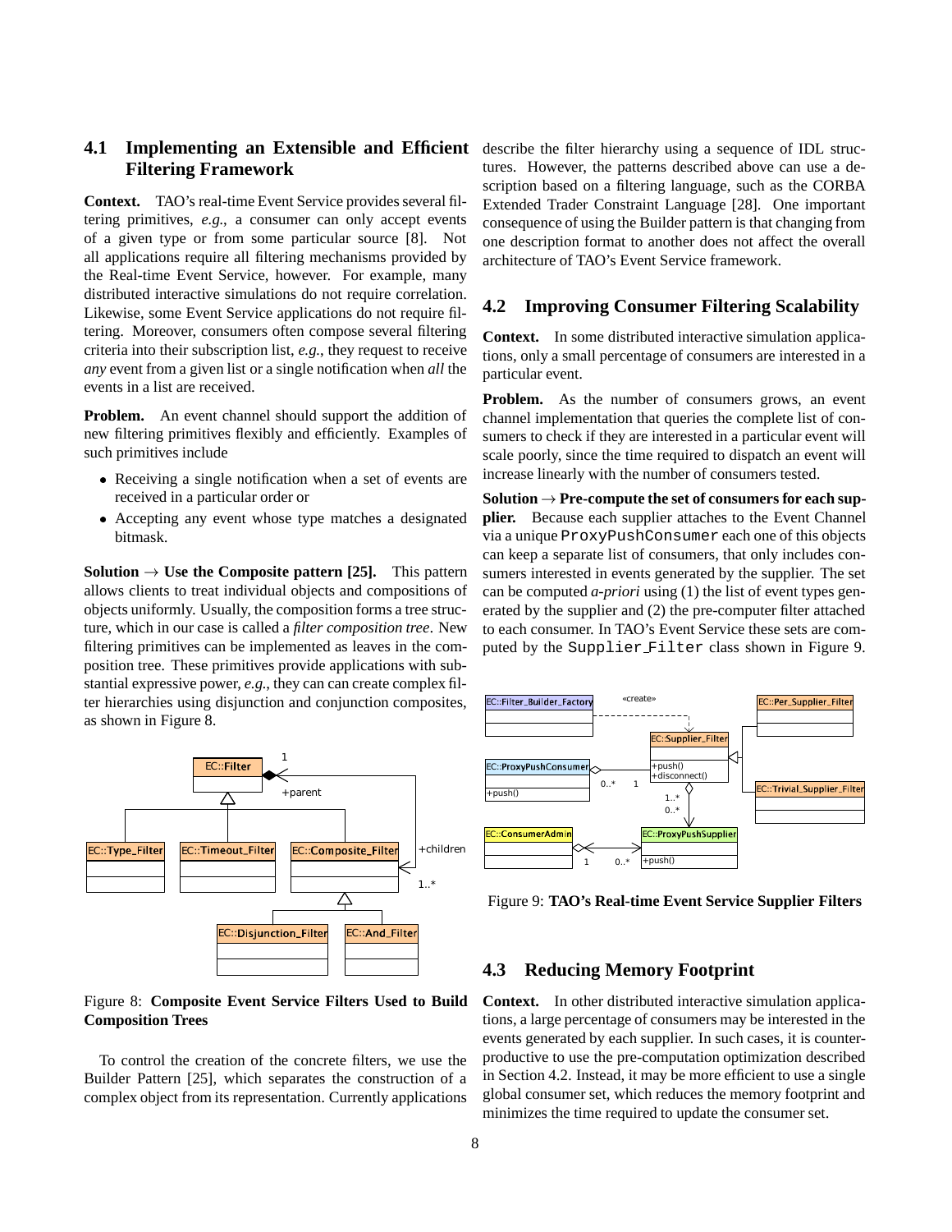### 4.1 Implementing an Extensible and Efficient Filtering Framework

**Context.** TAO's real-time Event Service provides several filtering primitives, *e.g.*, a consumer can only accept events of a given type or from some particular source [8]. Not all applications require all filtering mechanisms provided by the Real-time Event Service, however. For example, many distributed interactive simulations do not require correlation. Likewise, some Event Service applications do not require filtering. Moreover, consumers often compose several filtering criteria into their subscription list, *e.g.*, they request to receive *any* event from a given list or a single notification when *all* the events in a list are received.

**Problem.** An event channel should support the addition of new filtering primitives flexibly and efficiently. Examples of such primitives include

- Receiving a single notification when a set of events are received in a particular order or
- Accepting any event whose type matches a designated bitmask.

**Solution → Use the Composite pattern [25].** This pattern allows clients to treat individual objects and compositions of objects uniformly. Usually, the composition forms a tree structure, which in our case is called a *filter composition tree*. New filtering primitives can be implemented as leaves in the composition tree. These primitives provide applications with substantial expressive power, *e.g.*, they can can create complex filter hierarchies using disjunction and conjunction composites, as shown in Figure 8.

Figure 8: **Composite Event Service Filters Used to Build Composition Trees**

To control the creation of the concrete filters, we use the Builder Pattern [25], which separates the construction of a complex object from its representation. Currently applications describe the filter hierarchy using a sequence of IDL structures. However, the patterns described above can use a description based on a filtering language, such as the CORBA Extended Trader Constraint Language [28]. One important consequence of using the Builder pattern is that changing from one description format to another does not affect the overall architecture of TAO's Event Service framework.

### 4.2 Improving Consumer Filtering Scalability

**Context.** In some distributed interactive simulation applications, only a small percentage of consumers are interested in a particular event.

**Problem.** As the number of consumers grows, an event channel implementation that queries the complete list of consumers to check if they are interested in a particular event will scale poorly, since the time required to dispatch an event will increase linearly with the number of consumers tested.

**Solution → Pre-compute the set of consumers for each supplier.** Because each supplier attaches to the Event Channel via a unique `ProxyPushConsumer` each one of this objects can keep a separate list of consumers, that only includes consumers interested in events generated by the supplier. The set can be computed *a-priori* using (1) the list of event types generated by the supplier and (2) the pre-computer filter attached to each consumer. In TAO's Event Service these sets are computed by the `Supplier_Filter` class shown in Figure 9.

Figure 9: **TAO's Real-time Event Service Supplier Filters**

### 4.3 Reducing Memory Footprint

**Context.** In other distributed interactive simulation applications, a large percentage of consumers may be interested in the events generated by each supplier. In such cases, it is counter-productive to use the pre-computation optimization described in Section 4.2. Instead, it may be more efficient to use a single global consumer set, which reduces the memory footprint and minimizes the time required to update the consumer set.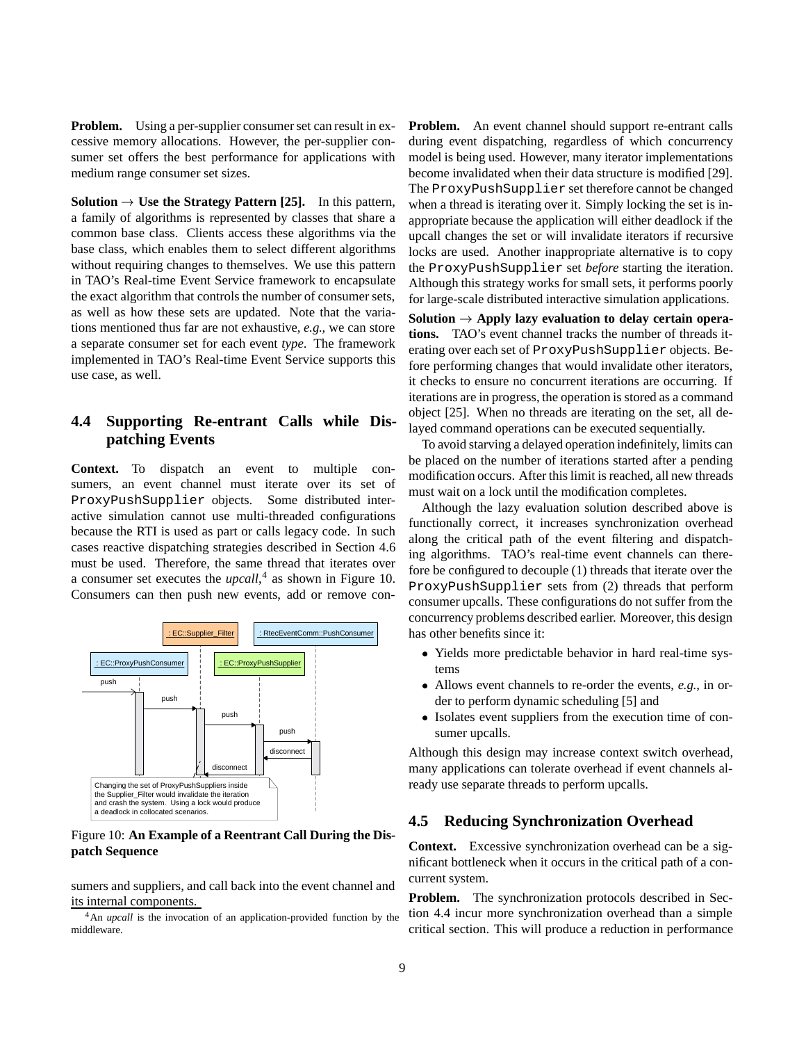**Problem.** Using a per-supplier consumer set can result in excessive memory allocations. However, the per-supplier consumer set offers the best performance for applications with medium range consumer set sizes.

**Solution → Use the Strategy Pattern [25].** In this pattern, a family of algorithms is represented by classes that share a common base class. Clients access these algorithms via the base class, which enables them to select different algorithms without requiring changes to themselves. We use this pattern in TAO's Real-time Event Service framework to encapsulate the exact algorithm that controls the number of consumer sets, as well as how these sets are updated. Note that the variations mentioned thus far are not exhaustive, *e.g.*, we can store a separate consumer set for each event *type*. The framework implemented in TAO's Real-time Event Service supports this use case, as well.

## 4.4 Supporting Re-entrant Calls while Dispatching Events

**Context.** To dispatch an event to multiple consumers, an event channel must iterate over its set of `ProxyPushSupplier` objects. Some distributed interactive simulation cannot use multi-threaded configurations because the RTI is used as part or calls legacy code. In such cases reactive dispatching strategies described in Section 4.6 must be used. Therefore, the same thread that iterates over a consumer set executes the *upcall*,[4] as shown in Figure 10. Consumers can then push new events, add or remove consumers and suppliers, and call back into the event channel and its internal components.

Figure 10: **An Example of a Reentrant Call During the Dispatch Sequence**

[4] An *upcall* is the invocation of an application-provided function by the middleware.

**Problem.** An event channel should support re-entrant calls during event dispatching, regardless of which concurrency model is being used. However, many iterator implementations become invalidated when their data structure is modified [29]. The `ProxyPushSupplier` set therefore cannot be changed when a thread is iterating over it. Simply locking the set is inappropriate because the application will either deadlock if the upcall changes the set or will invalidate iterators if recursive locks are used. Another inappropriate alternative is to copy the `ProxyPushSupplier` set *before* starting the iteration. Although this strategy works for small sets, it performs poorly for large-scale distributed interactive simulation applications.

**Solution → Apply lazy evaluation to delay certain operations.** TAO's event channel tracks the number of threads iterating over each set of `ProxyPushSupplier` objects. Before performing changes that would invalidate other iterators, it checks to ensure no concurrent iterations are occurring. If iterations are in progress, the operation is stored as a command object [25]. When no threads are iterating on the set, all delayed command operations can be executed sequentially.

To avoid starving a delayed operation indefinitely, limits can be placed on the number of iterations started after a pending modification occurs. After this limit is reached, all new threads must wait on a lock until the modification completes.

Although the lazy evaluation solution described above is functionally correct, it increases synchronization overhead along the critical path of the event filtering and dispatching algorithms. TAO's real-time event channels can therefore be configured to decouple (1) threads that iterate over the `ProxyPushSupplier` sets from (2) threads that perform consumer upcalls. These configurations do not suffer from the concurrency problems described earlier. Moreover, this design has other benefits since it:

- Yields more predictable behavior in hard real-time systems
- Allows event channels to re-order the events, *e.g.*, in order to perform dynamic scheduling [5] and
- Isolates event suppliers from the execution time of consumer upcalls.

Although this design may increase context switch overhead, many applications can tolerate overhead if event channels already use separate threads to perform upcalls.

## 4.5 Reducing Synchronization Overhead

**Context.** Excessive synchronization overhead can be a significant bottleneck when it occurs in the critical path of a concurrent system.

**Problem.** The synchronization protocols described in Section 4.4 incur more synchronization overhead than a simple critical section. This will produce a reduction in performance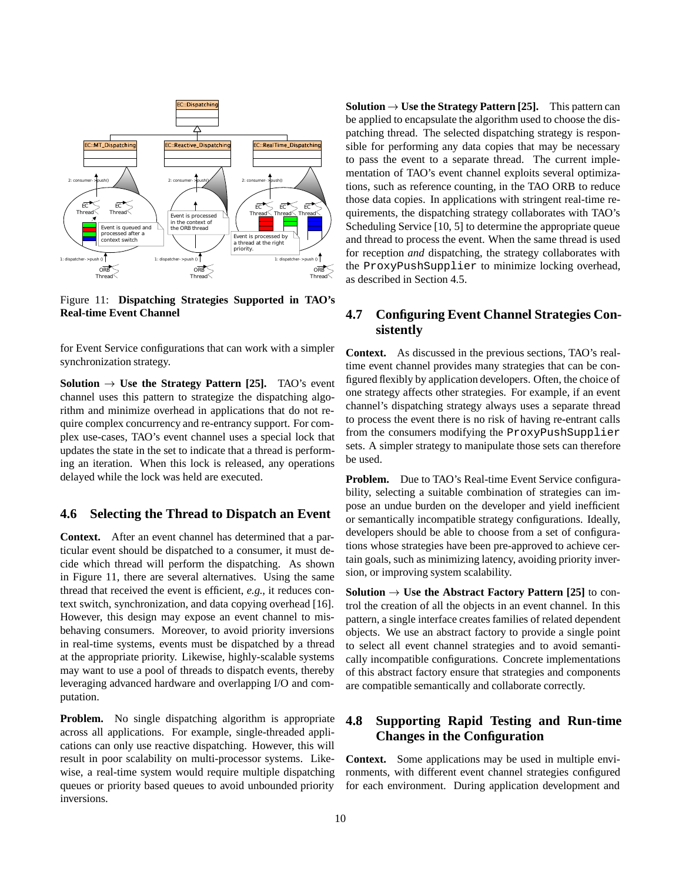Figure 11: **Dispatching Strategies Supported in TAO's Real-time Event Channel**

for Event Service configurations that can work with a simpler synchronization strategy.

**Solution → Use the Strategy Pattern [25].** TAO's event channel uses this pattern to strategize the dispatching algorithm and minimize overhead in applications that do not require complex concurrency and re-entrancy support. For complex use-cases, TAO's event channel uses a special lock that updates the state in the set to indicate that a thread is performing an iteration. When this lock is released, any operations delayed while the lock was held are executed.

## 4.6 Selecting the Thread to Dispatch an Event

**Context.** After an event channel has determined that a particular event should be dispatched to a consumer, it must decide which thread will perform the dispatching. As shown in Figure 11, there are several alternatives. Using the same thread that received the event is efficient, *e.g.*, it reduces context switch, synchronization, and data copying overhead [16]. However, this design may expose an event channel to misbehaving consumers. Moreover, to avoid priority inversions in real-time systems, events must be dispatched by a thread at the appropriate priority. Likewise, highly-scalable systems may want to use a pool of threads to dispatch events, thereby leveraging advanced hardware and overlapping I/O and computation.

**Problem.** No single dispatching algorithm is appropriate across all applications. For example, single-threaded applications can only use reactive dispatching. However, this will result in poor scalability on multi-processor systems. Likewise, a real-time system would require multiple dispatching queues or priority based queues to avoid unbounded priority inversions.

**Solution → Use the Strategy Pattern [25].** This pattern can be applied to encapsulate the algorithm used to choose the dispatching thread. The selected dispatching strategy is responsible for performing any data copies that may be necessary to pass the event to a separate thread. The current implementation of TAO's event channel exploits several optimizations, such as reference counting, in the TAO ORB to reduce those data copies. In applications with stringent real-time requirements, the dispatching strategy collaborates with TAO's Scheduling Service [10, 5] to determine the appropriate queue and thread to process the event. When the same thread is used for reception *and* dispatching, the strategy collaborates with the `ProxyPushSupplier` to minimize locking overhead, as described in Section 4.5.

## 4.7 Configuring Event Channel Strategies Consistently

**Context.** As discussed in the previous sections, TAO's real-time event channel provides many strategies that can be configured flexibly by application developers. Often, the choice of one strategy affects other strategies. For example, if an event channel's dispatching strategy always uses a separate thread to process the event there is no risk of having re-entrant calls from the consumers modifying the `ProxyPushSupplier` sets. A simpler strategy to manipulate those sets can therefore be used.

**Problem.** Due to TAO's Real-time Event Service configurability, selecting a suitable combination of strategies can impose an undue burden on the developer and yield inefficient or semantically incompatible strategy configurations. Ideally, developers should be able to choose from a set of configurations whose strategies have been pre-approved to achieve certain goals, such as minimizing latency, avoiding priority inversion, or improving system scalability.

**Solution → Use the Abstract Factory Pattern [25]** to control the creation of all the objects in an event channel. In this pattern, a single interface creates families of related dependent objects. We use an abstract factory to provide a single point to select all event channel strategies and to avoid semantically incompatible configurations. Concrete implementations of this abstract factory ensure that strategies and components are compatible semantically and collaborate correctly.

## 4.8 Supporting Rapid Testing and Run-time Changes in the Configuration

**Context.** Some applications may be used in multiple environments, with different event channel strategies configured for each environment. During application development and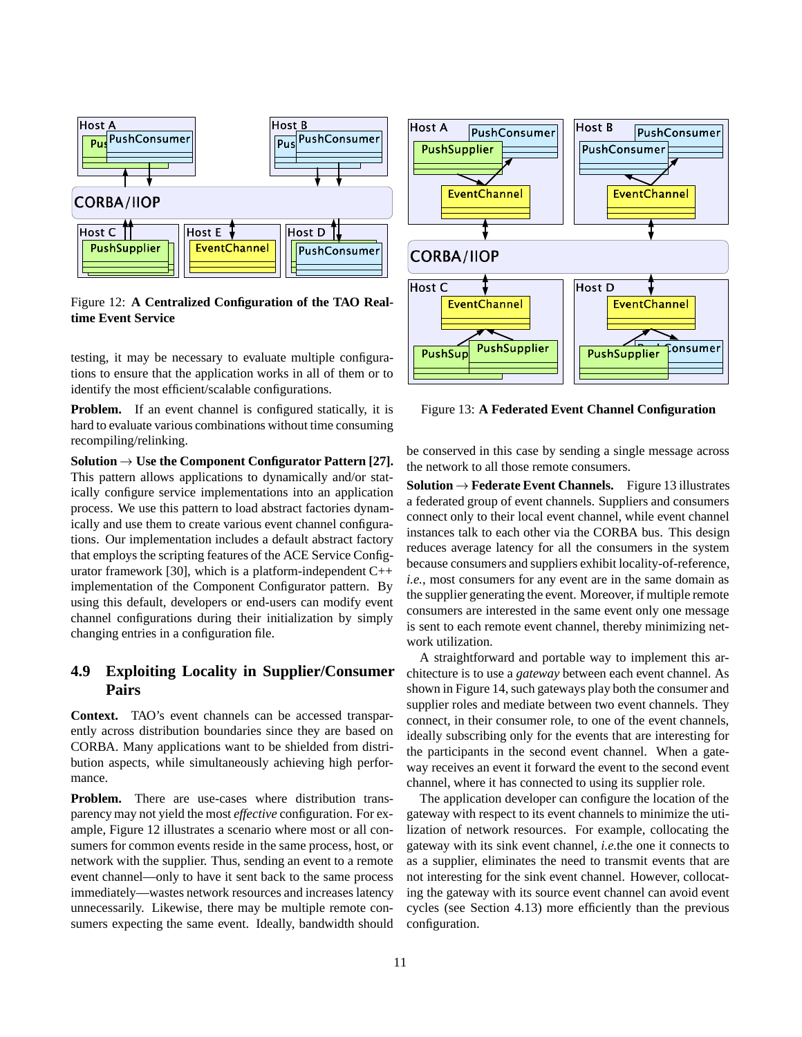Figure 12: **A Centralized Configuration of the TAO Real-time Event Service**

testing, it may be necessary to evaluate multiple configurations to ensure that the application works in all of them or to identify the most efficient/scalable configurations.

**Problem.** If an event channel is configured statically, it is hard to evaluate various combinations without time consuming recompiling/relinking.

**Solution → Use the Component Configurator Pattern [27].** This pattern allows applications to dynamically and/or statically configure service implementations into an application process. We use this pattern to load abstract factories dynamically and use them to create various event channel configurations. Our implementation includes a default abstract factory that employs the scripting features of the ACE Service Configurator framework [30], which is a platform-independent C++ implementation of the Component Configurator pattern. By using this default, developers or end-users can modify event channel configurations during their initialization by simply changing entries in a configuration file.

## 4.9 Exploiting Locality in Supplier/Consumer Pairs

**Context.** TAO's event channels can be accessed transparently across distribution boundaries since they are based on CORBA. Many applications want to be shielded from distribution aspects, while simultaneously achieving high performance.

**Problem.** There are use-cases where distribution transparency may not yield the most *effective* configuration. For example, Figure 12 illustrates a scenario where most or all consumers for common events reside in the same process, host, or network with the supplier. Thus, sending an event to a remote event channel—only to have it sent back to the same process immediately—wastes network resources and increases latency unnecessarily. Likewise, there may be multiple remote consumers expecting the same event. Ideally, bandwidth should be conserved in this case by sending a single message across the network to all those remote consumers.

Figure 13: **A Federated Event Channel Configuration**

**Solution → Federate Event Channels.** Figure 13 illustrates a federated group of event channels. Suppliers and consumers connect only to their local event channel, while event channel instances talk to each other via the CORBA bus. This design reduces average latency for all the consumers in the system because consumers and suppliers exhibit locality-of-reference, *i.e.*, most consumers for any event are in the same domain as the supplier generating the event. Moreover, if multiple remote consumers are interested in the same event only one message is sent to each remote event channel, thereby minimizing network utilization.

A straightforward and portable way to implement this architecture is to use a *gateway* between each event channel. As shown in Figure 14, such gateways play both the consumer and supplier roles and mediate between two event channels. They connect, in their consumer role, to one of the event channels, ideally subscribing only for the events that are interesting for the participants in the second event channel. When a gateway receives an event it forward the event to the second event channel, where it has connected to using its supplier role.

The application developer can configure the location of the gateway with respect to its event channels to minimize the utilization of network resources. For example, collocating the gateway with its sink event channel, *i.e.*the one it connects to as a supplier, eliminates the need to transmit events that are not interesting for the sink event channel. However, collocating the gateway with its source event channel can avoid event cycles (see Section 4.13) more efficiently than the previous configuration.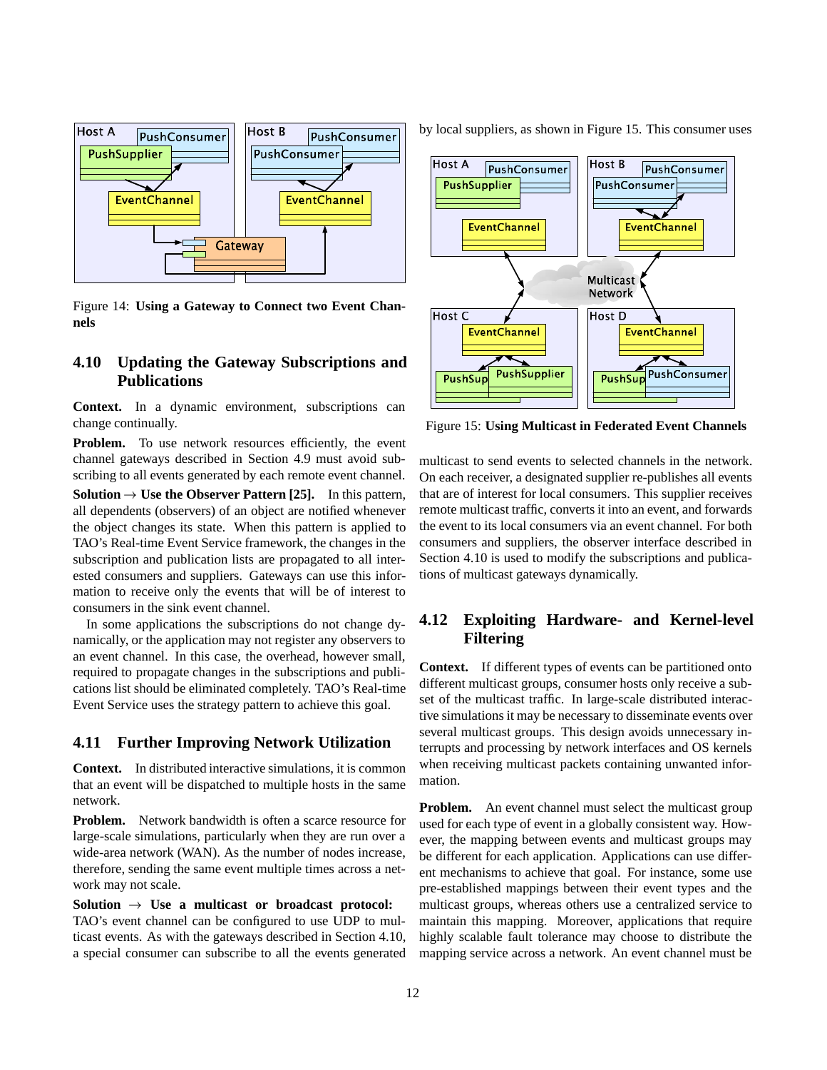Figure 14: **Using a Gateway to Connect two Event Channels**

### 4.10 Updating the Gateway Subscriptions and Publications

**Context.** In a dynamic environment, subscriptions can change continually.

**Problem.** To use network resources efficiently, the event channel gateways described in Section 4.9 must avoid subscribing to all events generated by each remote event channel.

**Solution → Use the Observer Pattern [25].** In this pattern, all dependents (observers) of an object are notified whenever the object changes its state. When this pattern is applied to TAO's Real-time Event Service framework, the changes in the subscription and publication lists are propagated to all interested consumers and suppliers. Gateways can use this information to receive only the events that will be of interest to consumers in the sink event channel.

In some applications the subscriptions do not change dynamically, or the application may not register any observers to an event channel. In this case, the overhead, however small, required to propagate changes in the subscriptions and publications list should be eliminated completely. TAO's Real-time Event Service uses the strategy pattern to achieve this goal.

### 4.11 Further Improving Network Utilization

**Context.** In distributed interactive simulations, it is common that an event will be dispatched to multiple hosts in the same network.

**Problem.** Network bandwidth is often a scarce resource for large-scale simulations, particularly when they are run over a wide-area network (WAN). As the number of nodes increase, therefore, sending the same event multiple times across a network may not scale.

**Solution → Use a multicast or broadcast protocol:** TAO's event channel can be configured to use UDP to multicast events. As with the gateways described in Section 4.10, a special consumer can subscribe to all the events generated by local suppliers, as shown in Figure 15. This consumer uses multicast to send events to selected channels in the network. On each receiver, a designated supplier re-publishes all events that are of interest for local consumers. This supplier receives remote multicast traffic, converts it into an event, and forwards the event to its local consumers via an event channel. For both consumers and suppliers, the observer interface described in Section 4.10 is used to modify the subscriptions and publications of multicast gateways dynamically.

Figure 15: **Using Multicast in Federated Event Channels**

### 4.12 Exploiting Hardware- and Kernel-level Filtering

**Context.** If different types of events can be partitioned onto different multicast groups, consumer hosts only receive a subset of the multicast traffic. In large-scale distributed interactive simulations it may be necessary to disseminate events over several multicast groups. This design avoids unnecessary interrupts and processing by network interfaces and OS kernels when receiving multicast packets containing unwanted information.

**Problem.** An event channel must select the multicast group used for each type of event in a globally consistent way. However, the mapping between events and multicast groups may be different for each application. Applications can use different mechanisms to achieve that goal. For instance, some use pre-established mappings between their event types and the multicast groups, whereas others use a centralized service to maintain this mapping. Moreover, applications that require highly scalable fault tolerance may choose to distribute the mapping service across a network. An event channel must be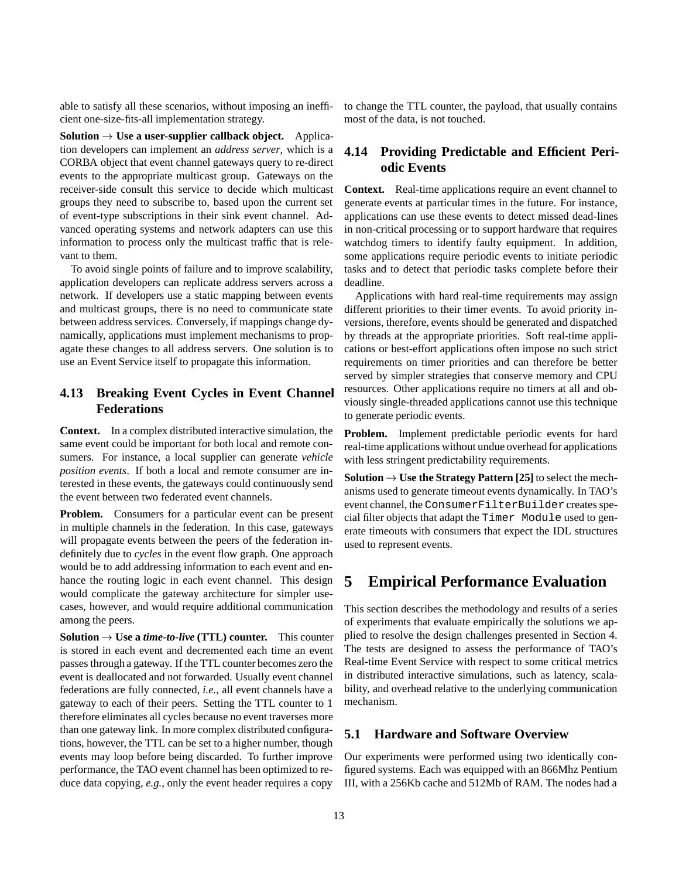able to satisfy all these scenarios, without imposing an inefficient one-size-fits-all implementation strategy.

**Solution → Use a user-supplier callback object.** Application developers can implement an *address server*, which is a CORBA object that event channel gateways query to re-direct events to the appropriate multicast group. Gateways on the receiver-side consult this service to decide which multicast groups they need to subscribe to, based upon the current set of event-type subscriptions in their sink event channel. Advanced operating systems and network adapters can use this information to process only the multicast traffic that is relevant to them.

To avoid single points of failure and to improve scalability, application developers can replicate address servers across a network. If developers use a static mapping between events and multicast groups, there is no need to communicate state between address services. Conversely, if mappings change dynamically, applications must implement mechanisms to propagate these changes to all address servers. One solution is to use an Event Service itself to propagate this information.

### 4.13 Breaking Event Cycles in Event Channel Federations

**Context.** In a complex distributed interactive simulation, the same event could be important for both local and remote consumers. For instance, a local supplier can generate *vehicle position events*. If both a local and remote consumer are interested in these events, the gateways could continuously send the event between two federated event channels.

**Problem.** Consumers for a particular event can be present in multiple channels in the federation. In this case, gateways will propagate events between the peers of the federation indefinitely due to *cycles* in the event flow graph. One approach would be to add addressing information to each event and enhance the routing logic in each event channel. This design would complicate the gateway architecture for simpler use-cases, however, and would require additional communication among the peers.

**Solution → Use a *time-to-live* (TTL) counter.** This counter is stored in each event and decremented each time an event passes through a gateway. If the TTL counter becomes zero the event is deallocated and not forwarded. Usually event channel federations are fully connected, *i.e.*, all event channels have a gateway to each of their peers. Setting the TTL counter to 1 therefore eliminates all cycles because no event traverses more than one gateway link. In more complex distributed configurations, however, the TTL can be set to a higher number, though events may loop before being discarded. To further improve performance, the TAO event channel has been optimized to reduce data copying, *e.g.*, only the event header requires a copy to change the TTL counter, the payload, that usually contains most of the data, is not touched.

### 4.14 Providing Predictable and Efficient Periodic Events

**Context.** Real-time applications require an event channel to generate events at particular times in the future. For instance, applications can use these events to detect missed dead-lines in non-critical processing or to support hardware that requires watchdog timers to identify faulty equipment. In addition, some applications require periodic events to initiate periodic tasks and to detect that periodic tasks complete before their deadline.

Applications with hard real-time requirements may assign different priorities to their timer events. To avoid priority inversions, therefore, events should be generated and dispatched by threads at the appropriate priorities. Soft real-time applications or best-effort applications often impose no such strict requirements on timer priorities and can therefore be better served by simpler strategies that conserve memory and CPU resources. Other applications require no timers at all and obviously single-threaded applications cannot use this technique to generate periodic events.

**Problem.** Implement predictable periodic events for hard real-time applications without undue overhead for applications with less stringent predictability requirements.

**Solution → Use the Strategy Pattern [25]** to select the mechanisms used to generate timeout events dynamically. In TAO's event channel, the `ConsumerFilterBuilder` creates special filter objects that adapt the `Timer Module` used to generate timeouts with consumers that expect the IDL structures used to represent events.

## 5 Empirical Performance Evaluation

This section describes the methodology and results of a series of experiments that evaluate empirically the solutions we applied to resolve the design challenges presented in Section 4. The tests are designed to assess the performance of TAO's Real-time Event Service with respect to some critical metrics in distributed interactive simulations, such as latency, scalability, and overhead relative to the underlying communication mechanism.

### 5.1 Hardware and Software Overview

Our experiments were performed using two identically configured systems. Each was equipped with an 866Mhz Pentium III, with a 256Kb cache and 512Mb of RAM. The nodes had a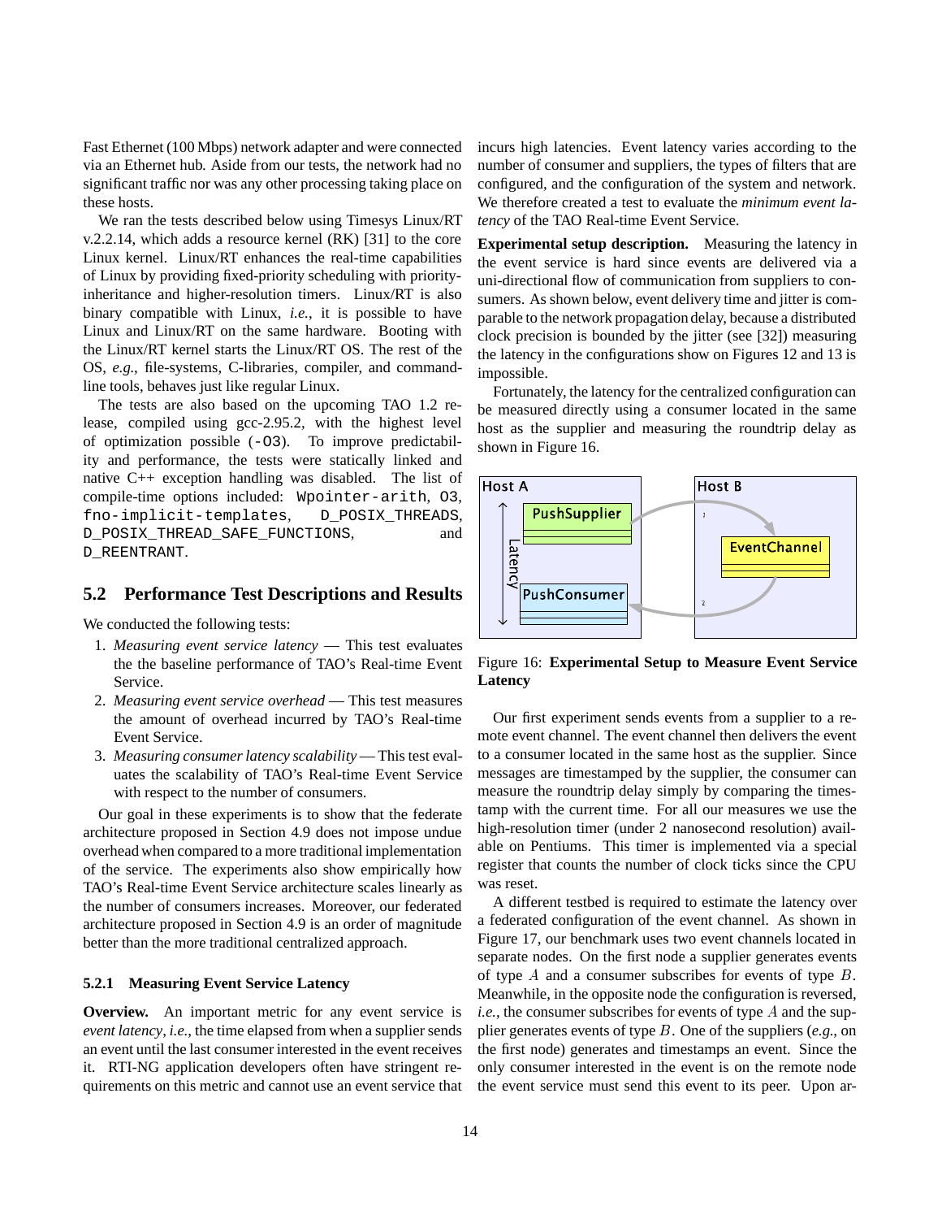Fast Ethernet (100 Mbps) network adapter and were connected via an Ethernet hub. Aside from our tests, the network had no significant traffic nor was any other processing taking place on these hosts.

We ran the tests described below using Timesys Linux/RT v.2.2.14, which adds a resource kernel (RK) [31] to the core Linux kernel. Linux/RT enhances the real-time capabilities of Linux by providing fixed-priority scheduling with priority-inheritance and higher-resolution timers. Linux/RT is also binary compatible with Linux, *i.e.*, it is possible to have Linux and Linux/RT on the same hardware. Booting with the Linux/RT kernel starts the Linux/RT OS. The rest of the OS, *e.g.*, file-systems, C-libraries, compiler, and command-line tools, behaves just like regular Linux.

The tests are also based on the upcoming TAO 1.2 release, compiled using gcc-2.95.2, with the highest level of optimization possible (`-O3`). To improve predictability and performance, the tests were statically linked and native C++ exception handling was disabled. The list of compile-time options included: `Wpointer-arith`, `O3`, `fno-implicit-templates`, `D_POSIX_THREADS`, `D_POSIX_THREAD_SAFE_FUNCTIONS`, and `D_REENTRANT`.

## 5.2 Performance Test Descriptions and Results

We conducted the following tests:

1. *Measuring event service latency* — This test evaluates the the baseline performance of TAO's Real-time Event Service.
2. *Measuring event service overhead* — This test measures the amount of overhead incurred by TAO's Real-time Event Service.
3. *Measuring consumer latency scalability* — This test evaluates the scalability of TAO's Real-time Event Service with respect to the number of consumers.

Our goal in these experiments is to show that the federate architecture proposed in Section 4.9 does not impose undue overhead when compared to a more traditional implementation of the service. The experiments also show empirically how TAO's Real-time Event Service architecture scales linearly as the number of consumers increases. Moreover, our federated architecture proposed in Section 4.9 is an order of magnitude better than the more traditional centralized approach.

### 5.2.1 Measuring Event Service Latency

**Overview.** An important metric for any event service is *event latency*, *i.e.*, the time elapsed from when a supplier sends an event until the last consumer interested in the event receives it. RTI-NG application developers often have stringent requirements on this metric and cannot use an event service that incurs high latencies. Event latency varies according to the number of consumer and suppliers, the types of filters that are configured, and the configuration of the system and network. We therefore created a test to evaluate the *minimum event latency* of the TAO Real-time Event Service.

**Experimental setup description.** Measuring the latency in the event service is hard since events are delivered via a uni-directional flow of communication from suppliers to consumers. As shown below, event delivery time and jitter is comparable to the network propagation delay, because a distributed clock precision is bounded by the jitter (see [32]) measuring the latency in the configurations show on Figures 12 and 13 is impossible.

Fortunately, the latency for the centralized configuration can be measured directly using a consumer located in the same host as the supplier and measuring the roundtrip delay as shown in Figure 16.

Figure 16: **Experimental Setup to Measure Event Service Latency**

Our first experiment sends events from a supplier to a remote event channel. The event channel then delivers the event to a consumer located in the same host as the supplier. Since messages are timestamped by the supplier, the consumer can measure the roundtrip delay simply by comparing the timestamp with the current time. For all our measures we use the high-resolution timer (under 2 nanosecond resolution) available on Pentiums. This timer is implemented via a special register that counts the number of clock ticks since the CPU was reset.

A different testbed is required to estimate the latency over a federated configuration of the event channel. As shown in Figure 17, our benchmark uses two event channels located in separate nodes. On the first node a supplier generates events of type $A$ and a consumer subscribes for events of type $B$. Meanwhile, in the opposite node the configuration is reversed, *i.e.*, the consumer subscribes for events of type $A$ and the supplier generates events of type $B$. One of the suppliers (*e.g.*, on the first node) generates and timestamps an event. Since the only consumer interested in the event is on the remote node the event service must send this event to its peer. Upon ar-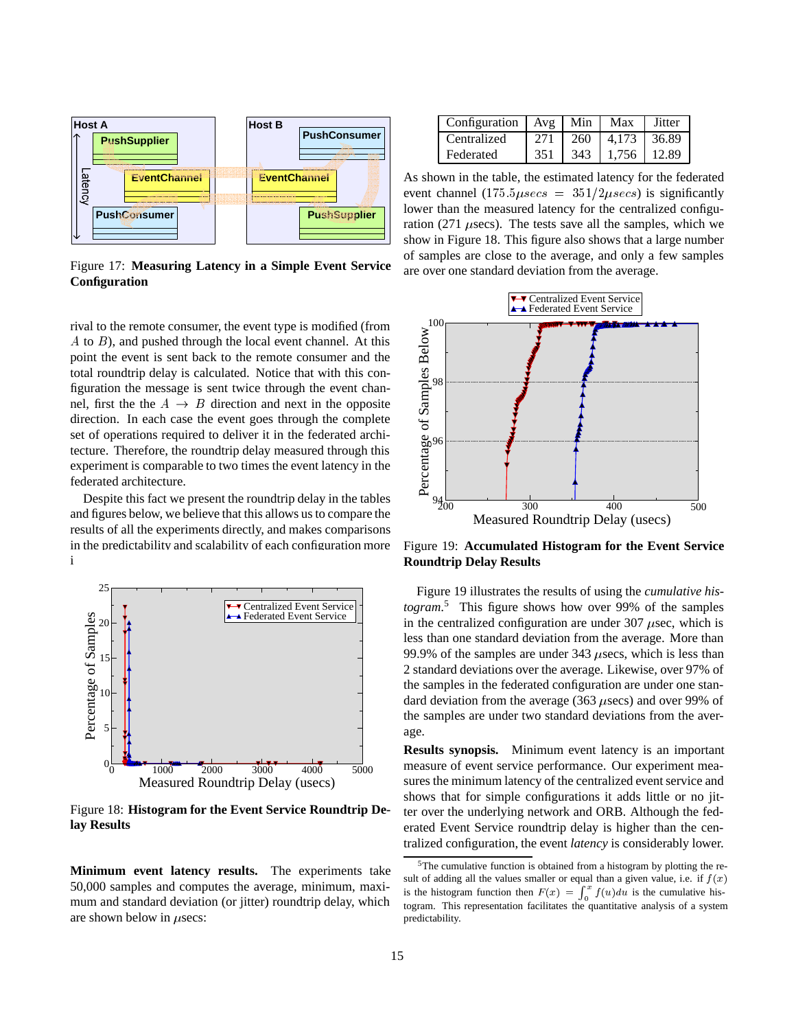Figure 17: **Measuring Latency in a Simple Event Service Configuration**

rival to the remote consumer, the event type is modified (from $A$ to $B$), and pushed through the local event channel. At this point the event is sent back to the remote consumer and the total roundtrip delay is calculated. Notice that with this configuration the message is sent twice through the event channel, first the the $A \rightarrow B$ direction and next in the opposite direction. In each case the event goes through the complete set of operations required to deliver it in the federated architecture. Therefore, the roundtrip delay measured through this experiment is comparable to two times the event latency in the federated architecture.

Despite this fact we present the roundtrip delay in the tables and figures below, we believe that this allows us to compare the results of all the experiments directly, and makes comparisons in the predictability and scalability of each configuration more i

Figure 18: **Histogram for the Event Service Roundtrip Delay Results**

**Minimum event latency results.** The experiments take 50,000 samples and computes the average, minimum, maximum and standard deviation (or jitter) roundtrip delay, which are shown below in $\mu$secs:

| Configuration | Avg | Min | Max | Jitter |
|---|---|---|---|---|
| Centralized | 271 | 260 | 4,173 | 36.89 |
| Federated | 351 | 343 | 1,756 | 12.89 |

As shown in the table, the estimated latency for the federated event channel ($175.5 \mu secs = 351/2 \mu secs$) is significantly lower than the measured latency for the centralized configuration (271 $\mu$secs). The tests save all the samples, which we show in Figure 18. This figure also shows that a large number of samples are close to the average, and only a few samples are over one standard deviation from the average.

Figure 19: **Accumulated Histogram for the Event Service Roundtrip Delay Results**

Figure 19 illustrates the results of using the *cumulative histogram*.[5] This figure shows how over 99% of the samples in the centralized configuration are under 307 $\mu$sec, which is less than one standard deviation from the average. More than 99.9% of the samples are under 343 $\mu$secs, which is less than 2 standard deviations over the average. Likewise, over 97% of the samples in the federated configuration are under one standard deviation from the average (363 $\mu$secs) and over 99% of the samples are under two standard deviations from the average.

**Results synopsis.** Minimum event latency is an important measure of event service performance. Our experiment measures the minimum latency of the centralized event service and shows that for simple configurations it adds little or no jitter over the underlying network and ORB. Although the federated Event Service roundtrip delay is higher than the centralized configuration, the event *latency* is considerably lower.

[5] The cumulative function is obtained from a histogram by plotting the result of adding all the values smaller or equal than a given value, i.e. if $f(x)$ is the histogram function then $F(x) = \int_0^x f(u)du$ is the cumulative histogram. This representation facilitates the quantitative analysis of a system predictability.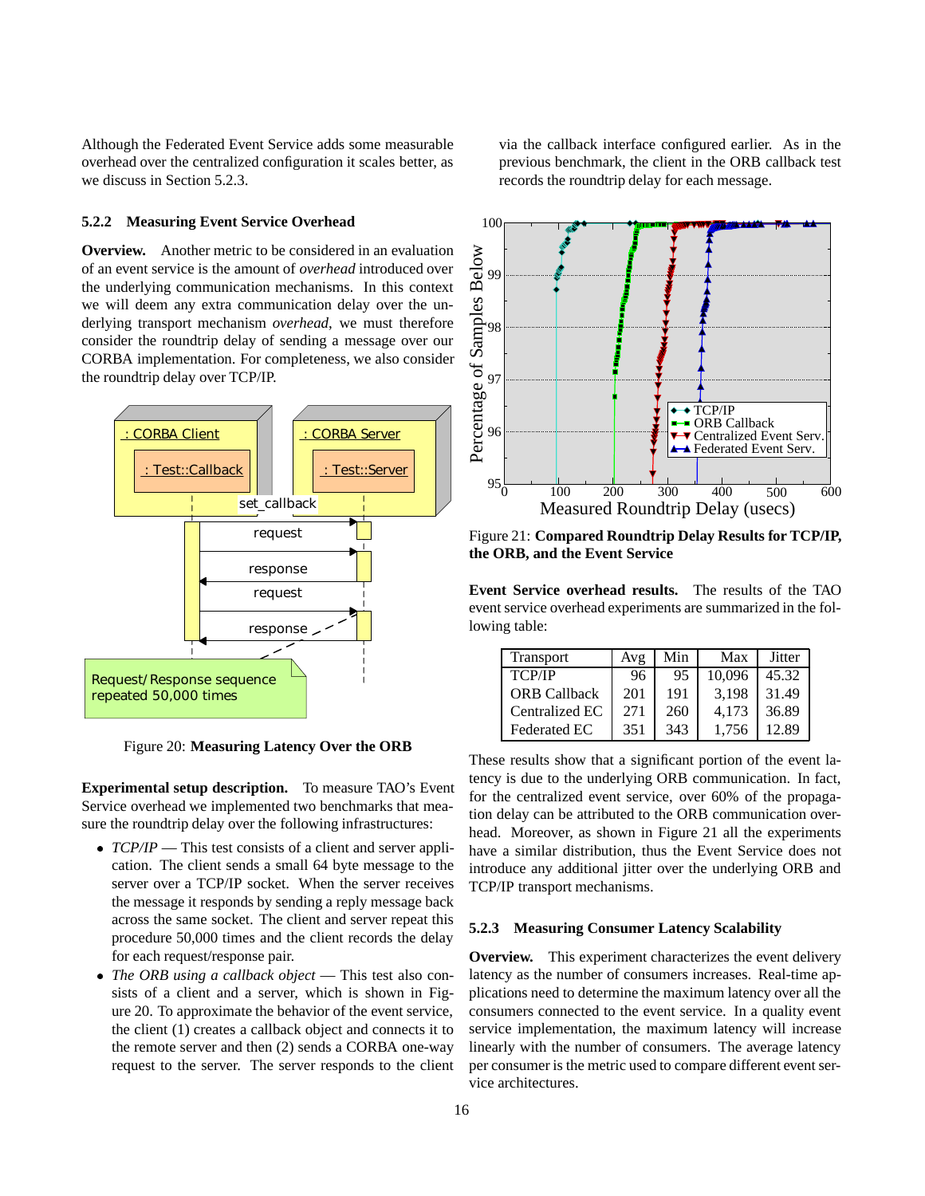Although the Federated Event Service adds some measurable overhead over the centralized configuration it scales better, as we discuss in Section 5.2.3.

### 5.2.2 Measuring Event Service Overhead

**Overview.** Another metric to be considered in an evaluation of an event service is the amount of *overhead* introduced over the underlying communication mechanisms. In this context we will deem any extra communication delay over the underlying transport mechanism *overhead*, we must therefore consider the roundtrip delay of sending a message over our CORBA implementation. For completeness, we also consider the roundtrip delay over TCP/IP.

Figure 20: **Measuring Latency Over the ORB**

**Experimental setup description.** To measure TAO's Event Service overhead we implemented two benchmarks that measure the roundtrip delay over the following infrastructures:

- *TCP/IP* — This test consists of a client and server application. The client sends a small 64 byte message to the server over a TCP/IP socket. When the server receives the message it responds by sending a reply message back across the same socket. The client and server repeat this procedure 50,000 times and the client records the delay for each request/response pair.
- *The ORB using a callback object* — This test also consists of a client and a server, which is shown in Figure 20. To approximate the behavior of the event service, the client (1) creates a callback object and connects it to the remote server and then (2) sends a CORBA one-way request to the server. The server responds to the client via the callback interface configured earlier. As in the previous benchmark, the client in the ORB callback test records the roundtrip delay for each message.

Figure 21: **Compared Roundtrip Delay Results for TCP/IP, the ORB, and the Event Service**

**Event Service overhead results.** The results of the TAO event service overhead experiments are summarized in the following table:

| Transport | Avg | Min | Max | Jitter |
|---|---|---|---|---|
| TCP/IP | 96 | 95 | 10,096 | 45.32 |
| ORB Callback | 201 | 191 | 3,198 | 31.49 |
| Centralized EC | 271 | 260 | 4,173 | 36.89 |
| Federated EC | 351 | 343 | 1,756 | 12.89 |

These results show that a significant portion of the event latency is due to the underlying ORB communication. In fact, for the centralized event service, over 60% of the propagation delay can be attributed to the ORB communication overhead. Moreover, as shown in Figure 21 all the experiments have a similar distribution, thus the Event Service does not introduce any additional jitter over the underlying ORB and TCP/IP transport mechanisms.

### 5.2.3 Measuring Consumer Latency Scalability

**Overview.** This experiment characterizes the event delivery latency as the number of consumers increases. Real-time applications need to determine the maximum latency over all the consumers connected to the event service. In a quality event service implementation, the maximum latency will increase linearly with the number of consumers. The average latency per consumer is the metric used to compare different event service architectures.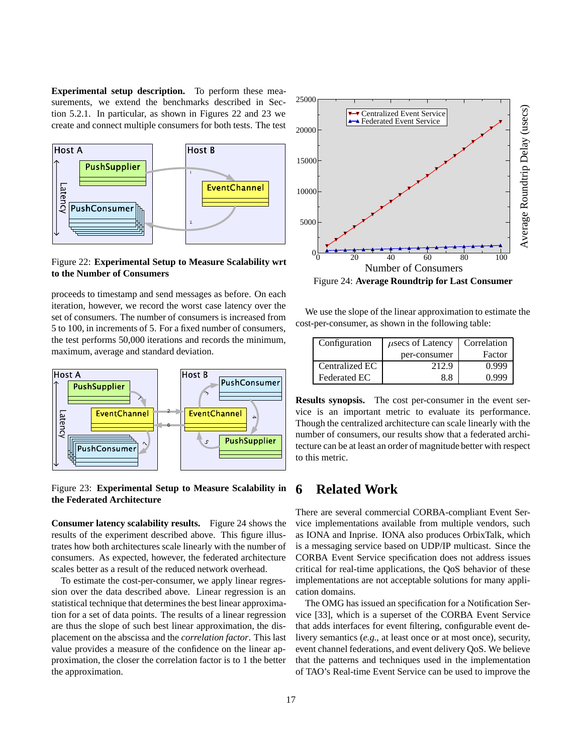**Experimental setup description.** To perform these measurements, we extend the benchmarks described in Section 5.2.1. In particular, as shown in Figures 22 and 23 we create and connect multiple consumers for both tests. The test proceeds to timestamp and send messages as before. On each iteration, however, we record the worst case latency over the set of consumers. The number of consumers is increased from 5 to 100, in increments of 5. For a fixed number of consumers, the test performs 50,000 iterations and records the minimum, maximum, average and standard deviation.

Figure 22: **Experimental Setup to Measure Scalability wrt to the Number of Consumers**

Figure 23: **Experimental Setup to Measure Scalability in the Federated Architecture**

**Consumer latency scalability results.** Figure 24 shows the results of the experiment described above. This figure illustrates how both architectures scale linearly with the number of consumers. As expected, however, the federated architecture scales better as a result of the reduced network overhead.

To estimate the cost-per-consumer, we apply linear regression over the data described above. Linear regression is an statistical technique that determines the best linear approximation for a set of data points. The results of a linear regression are thus the slope of such best linear approximation, the displacement on the abscissa and the *correlation factor*. This last value provides a measure of the confidence on the linear approximation, the closer the correlation factor is to 1 the better the approximation.

Figure 24: **Average Roundtrip for Last Consumer**

We use the slope of the linear approximation to estimate the cost-per-consumer, as shown in the following table:

| Configuration | $\mu$secs of Latency per-consumer | Correlation Factor |
|---|---|---|
| Centralized EC | 212.9 | 0.999 |
| Federated EC | 8.8 | 0.999 |

**Results synopsis.** The cost per-consumer in the event service is an important metric to evaluate its performance. Though the centralized architecture can scale linearly with the number of consumers, our results show that a federated architecture can be at least an order of magnitude better with respect to this metric.

# 6 Related Work

There are several commercial CORBA-compliant Event Service implementations available from multiple vendors, such as IONA and Inprise. IONA also produces OrbixTalk, which is a messaging service based on UDP/IP multicast. Since the CORBA Event Service specification does not address issues critical for real-time applications, the QoS behavior of these implementations are not acceptable solutions for many application domains.

The OMG has issued an specification for a Notification Service [33], which is a superset of the CORBA Event Service that adds interfaces for event filtering, configurable event delivery semantics (*e.g.*, at least once or at most once), security, event channel federations, and event delivery QoS. We believe that the patterns and techniques used in the implementation of TAO's Real-time Event Service can be used to improve the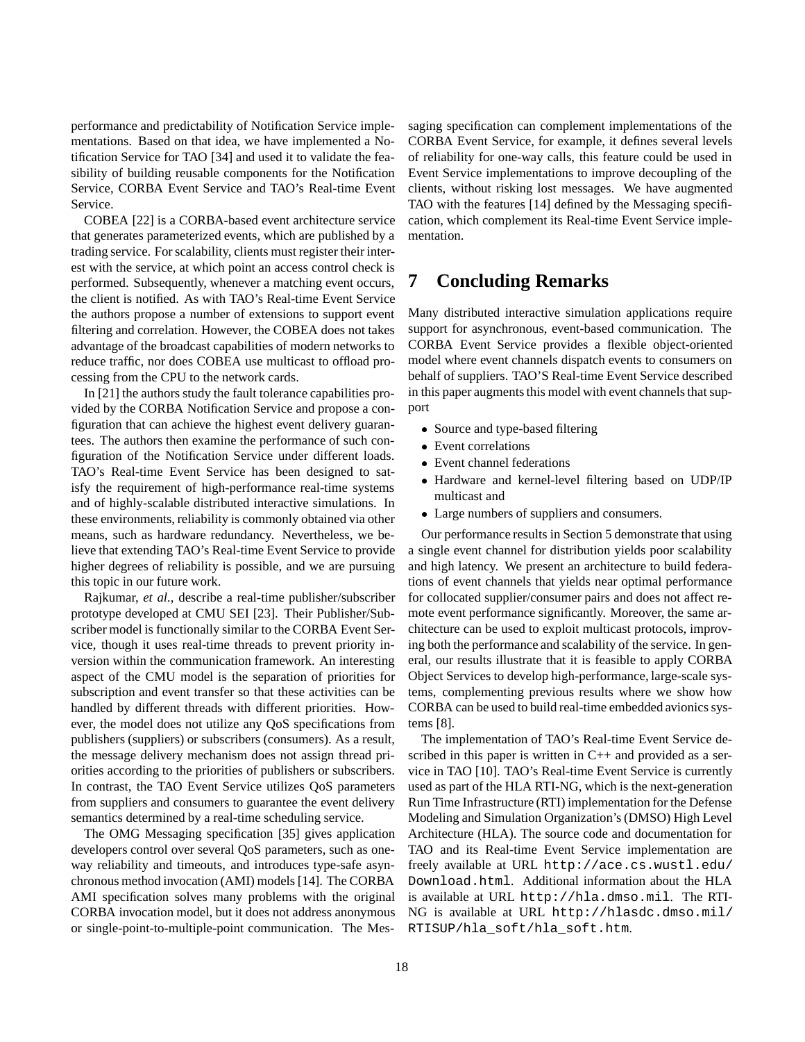performance and predictability of Notification Service implementations. Based on that idea, we have implemented a Notification Service for TAO [34] and used it to validate the feasibility of building reusable components for the Notification Service, CORBA Event Service and TAO's Real-time Event Service.

COBEA [22] is a CORBA-based event architecture service that generates parameterized events, which are published by a trading service. For scalability, clients must register their interest with the service, at which point an access control check is performed. Subsequently, whenever a matching event occurs, the client is notified. As with TAO's Real-time Event Service the authors propose a number of extensions to support event filtering and correlation. However, the COBEA does not takes advantage of the broadcast capabilities of modern networks to reduce traffic, nor does COBEA use multicast to offload processing from the CPU to the network cards.

In [21] the authors study the fault tolerance capabilities provided by the CORBA Notification Service and propose a configuration that can achieve the highest event delivery guarantees. The authors then examine the performance of such configuration of the Notification Service under different loads. TAO's Real-time Event Service has been designed to satisfy the requirement of high-performance real-time systems and of highly-scalable distributed interactive simulations. In these environments, reliability is commonly obtained via other means, such as hardware redundancy. Nevertheless, we believe that extending TAO's Real-time Event Service to provide higher degrees of reliability is possible, and we are pursuing this topic in our future work.

Rajkumar, *et al.*, describe a real-time publisher/subscriber prototype developed at CMU SEI [23]. Their Publisher/Subscriber model is functionally similar to the CORBA Event Service, though it uses real-time threads to prevent priority inversion within the communication framework. An interesting aspect of the CMU model is the separation of priorities for subscription and event transfer so that these activities can be handled by different threads with different priorities. However, the model does not utilize any QoS specifications from publishers (suppliers) or subscribers (consumers). As a result, the message delivery mechanism does not assign thread priorities according to the priorities of publishers or subscribers. In contrast, the TAO Event Service utilizes QoS parameters from suppliers and consumers to guarantee the event delivery semantics determined by a real-time scheduling service.

The OMG Messaging specification [35] gives application developers control over several QoS parameters, such as one-way reliability and timeouts, and introduces type-safe asynchronous method invocation (AMI) models [14]. The CORBA AMI specification solves many problems with the original CORBA invocation model, but it does not address anonymous or single-point-to-multiple-point communication. The Messaging specification can complement implementations of the CORBA Event Service, for example, it defines several levels of reliability for one-way calls, this feature could be used in Event Service implementations to improve decoupling of the clients, without risking lost messages. We have augmented TAO with the features [14] defined by the Messaging specification, which complement its Real-time Event Service implementation.

# 7 Concluding Remarks

Many distributed interactive simulation applications require support for asynchronous, event-based communication. The CORBA Event Service provides a flexible object-oriented model where event channels dispatch events to consumers on behalf of suppliers. TAO'S Real-time Event Service described in this paper augments this model with event channels that support

- Source and type-based filtering
- Event correlations
- Event channel federations
- Hardware and kernel-level filtering based on UDP/IP multicast and
- Large numbers of suppliers and consumers.

Our performance results in Section 5 demonstrate that using a single event channel for distribution yields poor scalability and high latency. We present an architecture to build federations of event channels that yields near optimal performance for collocated supplier/consumer pairs and does not affect remote event performance significantly. Moreover, the same architecture can be used to exploit multicast protocols, improving both the performance and scalability of the service. In general, our results illustrate that it is feasible to apply CORBA Object Services to develop high-performance, large-scale systems, complementing previous results where we show how CORBA can be used to build real-time embedded avionics systems [8].

The implementation of TAO's Real-time Event Service described in this paper is written in C++ and provided as a service in TAO [10]. TAO's Real-time Event Service is currently used as part of the HLA RTI-NG, which is the next-generation Run Time Infrastructure (RTI) implementation for the Defense Modeling and Simulation Organization's (DMSO) High Level Architecture (HLA). The source code and documentation for TAO and its Real-time Event Service implementation are freely available at URL `http://ace.cs.wustl.edu/Download.html`. Additional information about the HLA is available at URL `http://hla.dmso.mil`. The RTI-NG is available at URL `http://hlasdc.dmso.mil/RTISUP/hla_soft/hla_soft.htm`.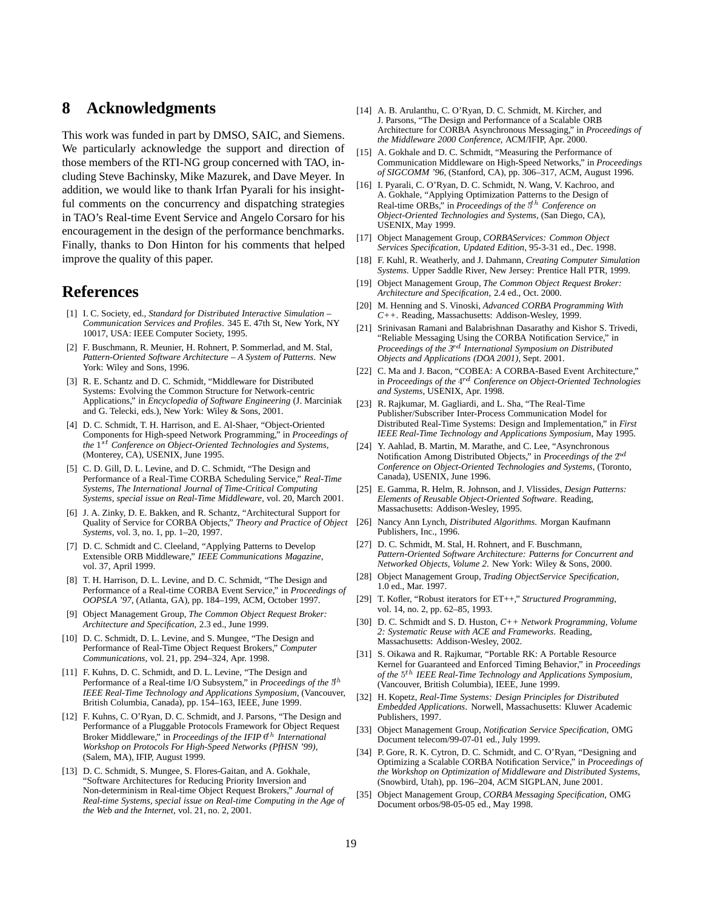## 8 Acknowledgments

This work was funded in part by DMSO, SAIC, and Siemens. We particularly acknowledge the support and direction of those members of the RTI-NG group concerned with TAO, including Steve Bachinsky, Mike Mazurek, and Dave Meyer. In addition, we would like to thank Irfan Pyarali for his insightful comments on the concurrency and dispatching strategies in TAO's Real-time Event Service and Angelo Corsaro for his encouragement in the design of the performance benchmarks. Finally, thanks to Don Hinton for his comments that helped improve the quality of this paper.

## References

[1] I. C. Society, ed., *Standard for Distributed Interactive Simulation – Communication Services and Profiles*. 345 E. 47th St, New York, NY 10017, USA: IEEE Computer Society, 1995.

[2] F. Buschmann, R. Meunier, H. Rohnert, P. Sommerlad, and M. Stal, *Pattern-Oriented Software Architecture – A System of Patterns*. New York: Wiley and Sons, 1996.

[3] R. E. Schantz and D. C. Schmidt, "Middleware for Distributed Systems: Evolving the Common Structure for Network-centric Applications," in *Encyclopedia of Software Engineering* (J. Marciniak and G. Telecki, eds.), New York: Wiley & Sons, 2001.

[4] D. C. Schmidt, T. H. Harrison, and E. Al-Shaer, "Object-Oriented Components for High-speed Network Programming," in *Proceedings of the $1^{st}$ Conference on Object-Oriented Technologies and Systems*, (Monterey, CA), USENIX, June 1995.

[5] C. D. Gill, D. L. Levine, and D. C. Schmidt, "The Design and Performance of a Real-Time CORBA Scheduling Service," *Real-Time Systems, The International Journal of Time-Critical Computing Systems, special issue on Real-Time Middleware*, vol. 20, March 2001.

[6] J. A. Zinky, D. E. Bakken, and R. Schantz, "Architectural Support for Quality of Service for CORBA Objects," *Theory and Practice of Object Systems*, vol. 3, no. 1, pp. 1–20, 1997.

[7] D. C. Schmidt and C. Cleeland, "Applying Patterns to Develop Extensible ORB Middleware," *IEEE Communications Magazine*, vol. 37, April 1999.

[8] T. H. Harrison, D. L. Levine, and D. C. Schmidt, "The Design and Performance of a Real-time CORBA Event Service," in *Proceedings of OOPSLA '97*, (Atlanta, GA), pp. 184–199, ACM, October 1997.

[9] Object Management Group, *The Common Object Request Broker: Architecture and Specification*, 2.3 ed., June 1999.

[10] D. C. Schmidt, D. L. Levine, and S. Mungee, "The Design and Performance of Real-Time Object Request Brokers," *Computer Communications*, vol. 21, pp. 294–324, Apr. 1998.

[11] F. Kuhns, D. C. Schmidt, and D. L. Levine, "The Design and Performance of a Real-time I/O Subsystem," in *Proceedings of the $5^{th}$ IEEE Real-Time Technology and Applications Symposium*, (Vancouver, British Columbia, Canada), pp. 154–163, IEEE, June 1999.

[12] F. Kuhns, C. O'Ryan, D. C. Schmidt, and J. Parsons, "The Design and Performance of a Pluggable Protocols Framework for Object Request Broker Middleware," in *Proceedings of the IFIP $6^{th}$ International Workshop on Protocols For High-Speed Networks (PfHSN '99)*, (Salem, MA), IFIP, August 1999.

[13] D. C. Schmidt, S. Mungee, S. Flores-Gaitan, and A. Gokhale, "Software Architectures for Reducing Priority Inversion and Non-determinism in Real-time Object Request Brokers," *Journal of Real-time Systems, special issue on Real-time Computing in the Age of the Web and the Internet*, vol. 21, no. 2, 2001.

[14] A. B. Arulanthu, C. O'Ryan, D. C. Schmidt, M. Kircher, and J. Parsons, "The Design and Performance of a Scalable ORB Architecture for CORBA Asynchronous Messaging," in *Proceedings of the Middleware 2000 Conference*, ACM/IFIP, Apr. 2000.

[15] A. Gokhale and D. C. Schmidt, "Measuring the Performance of Communication Middleware on High-Speed Networks," in *Proceedings of SIGCOMM '96*, (Stanford, CA), pp. 306–317, ACM, August 1996.

[16] I. Pyarali, C. O'Ryan, D. C. Schmidt, N. Wang, V. Kachroo, and A. Gokhale, "Applying Optimization Patterns to the Design of Real-time ORBs," in *Proceedings of the $5^{th}$ Conference on Object-Oriented Technologies and Systems*, (San Diego, CA), USENIX, May 1999.

[17] Object Management Group, *CORBAServices: Common Object Services Specification, Updated Edition*, 95-3-31 ed., Dec. 1998.

[18] F. Kuhl, R. Weatherly, and J. Dahmann, *Creating Computer Simulation Systems*. Upper Saddle River, New Jersey: Prentice Hall PTR, 1999.

[19] Object Management Group, *The Common Object Request Broker: Architecture and Specification*, 2.4 ed., Oct. 2000.

[20] M. Henning and S. Vinoski, *Advanced CORBA Programming With C++*. Reading, Massachusetts: Addison-Wesley, 1999.

[21] Srinivasan Ramani and Balabrishnan Dasarathy and Kishor S. Trivedi, "Reliable Messaging Using the CORBA Notification Service," in *Proceedings of the $3^{rd}$ International Symposium on Distributed Objects and Applications (DOA 2001)*, Sept. 2001.

[22] C. Ma and J. Bacon, "COBEA: A CORBA-Based Event Architecture," in *Proceedings of the $4^{rd}$ Conference on Object-Oriented Technologies and Systems*, USENIX, Apr. 1998.

[23] R. Rajkumar, M. Gagliardi, and L. Sha, "The Real-Time Publisher/Subscriber Inter-Process Communication Model for Distributed Real-Time Systems: Design and Implementation," in *First IEEE Real-Time Technology and Applications Symposium*, May 1995.

[24] Y. Aahlad, B. Martin, M. Marathe, and C. Lee, "Asynchronous Notification Among Distributed Objects," in *Proceedings of the $2^{nd}$ Conference on Object-Oriented Technologies and Systems*, (Toronto, Canada), USENIX, June 1996.

[25] E. Gamma, R. Helm, R. Johnson, and J. Vlissides, *Design Patterns: Elements of Reusable Object-Oriented Software*. Reading, Massachusetts: Addison-Wesley, 1995.

[26] Nancy Ann Lynch, *Distributed Algorithms*. Morgan Kaufmann Publishers, Inc., 1996.

[27] D. C. Schmidt, M. Stal, H. Rohnert, and F. Buschmann, *Pattern-Oriented Software Architecture: Patterns for Concurrent and Networked Objects, Volume 2*. New York: Wiley & Sons, 2000.

[28] Object Management Group, *Trading ObjectService Specification*, 1.0 ed., Mar. 1997.

[29] T. Kofler, "Robust iterators for ET++," *Structured Programming*, vol. 14, no. 2, pp. 62–85, 1993.

[30] D. C. Schmidt and S. D. Huston, *C++ Network Programming, Volume 2: Systematic Reuse with ACE and Frameworks*. Reading, Massachusetts: Addison-Wesley, 2002.

[31] S. Oikawa and R. Rajkumar, "Portable RK: A Portable Resource Kernel for Guaranteed and Enforced Timing Behavior," in *Proceedings of the $5^{th}$ IEEE Real-Time Technology and Applications Symposium*, (Vancouver, British Columbia), IEEE, June 1999.

[32] H. Kopetz, *Real-Time Systems: Design Principles for Distributed Embedded Applications*. Norwell, Massachusetts: Kluwer Academic Publishers, 1997.

[33] Object Management Group, *Notification Service Specification*, OMG Document telecom/99-07-01 ed., July 1999.

[34] P. Gore, R. K. Cytron, D. C. Schmidt, and C. O'Ryan, "Designing and Optimizing a Scalable CORBA Notification Service," in *Proceedings of the Workshop on Optimization of Middleware and Distributed Systems*, (Snowbird, Utah), pp. 196–204, ACM SIGPLAN, June 2001.

[35] Object Management Group, *CORBA Messaging Specification*, OMG Document orbos/98-05-05 ed., May 1998.